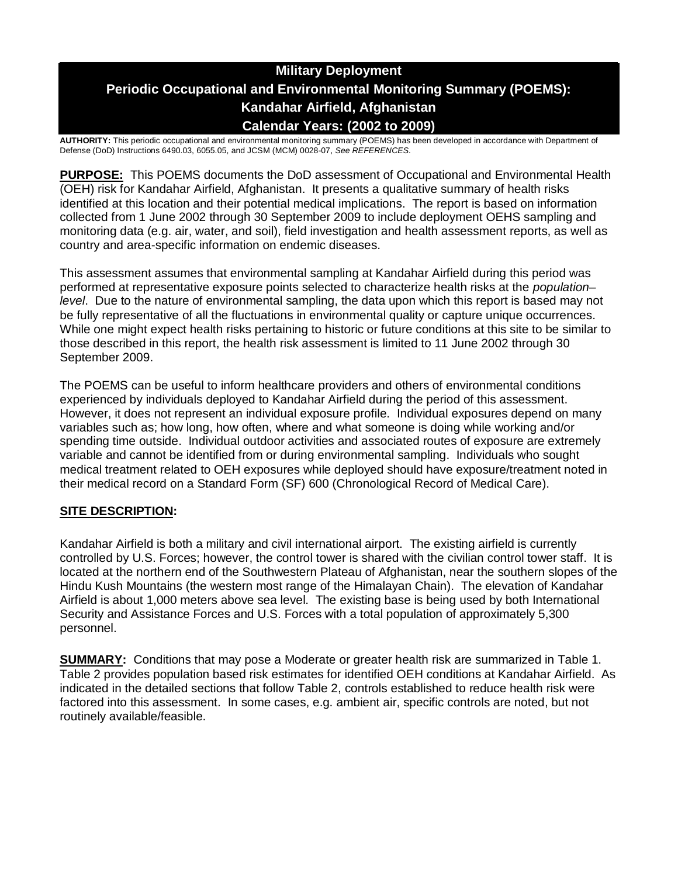# Military Deployment
# Periodic Occupational and Environmental Monitoring Summary (POEMS): Kandahar Airfield, Afghanistan
# Calendar Years: (2002 to 2009)

**AUTHORITY:** This periodic occupational and environmental monitoring summary (POEMS) has been developed in accordance with Department of Defense (DoD) Instructions 6490.03, 6055.05, and JCSM (MCM) 0028-07, *See REFERENCES.*

**PURPOSE:** This POEMS documents the DoD assessment of Occupational and Environmental Health (OEH) risk for Kandahar Airfield, Afghanistan. It presents a qualitative summary of health risks identified at this location and their potential medical implications. The report is based on information collected from 1 June 2002 through 30 September 2009 to include deployment OEHS sampling and monitoring data (e.g. air, water, and soil), field investigation and health assessment reports, as well as country and area-specific information on endemic diseases.

This assessment assumes that environmental sampling at Kandahar Airfield during this period was performed at representative exposure points selected to characterize health risks at the *population–level*. Due to the nature of environmental sampling, the data upon which this report is based may not be fully representative of all the fluctuations in environmental quality or capture unique occurrences. While one might expect health risks pertaining to historic or future conditions at this site to be similar to those described in this report, the health risk assessment is limited to 11 June 2002 through 30 September 2009.

The POEMS can be useful to inform healthcare providers and others of environmental conditions experienced by individuals deployed to Kandahar Airfield during the period of this assessment. However, it does not represent an individual exposure profile. Individual exposures depend on many variables such as; how long, how often, where and what someone is doing while working and/or spending time outside. Individual outdoor activities and associated routes of exposure are extremely variable and cannot be identified from or during environmental sampling. Individuals who sought medical treatment related to OEH exposures while deployed should have exposure/treatment noted in their medical record on a Standard Form (SF) 600 (Chronological Record of Medical Care).

**SITE DESCRIPTION:**

Kandahar Airfield is both a military and civil international airport. The existing airfield is currently controlled by U.S. Forces; however, the control tower is shared with the civilian control tower staff. It is located at the northern end of the Southwestern Plateau of Afghanistan, near the southern slopes of the Hindu Kush Mountains (the western most range of the Himalayan Chain). The elevation of Kandahar Airfield is about 1,000 meters above sea level. The existing base is being used by both International Security and Assistance Forces and U.S. Forces with a total population of approximately 5,300 personnel.

**SUMMARY:** Conditions that may pose a Moderate or greater health risk are summarized in Table 1. Table 2 provides population based risk estimates for identified OEH conditions at Kandahar Airfield. As indicated in the detailed sections that follow Table 2, controls established to reduce health risk were factored into this assessment. In some cases, e.g. ambient air, specific controls are noted, but not routinely available/feasible.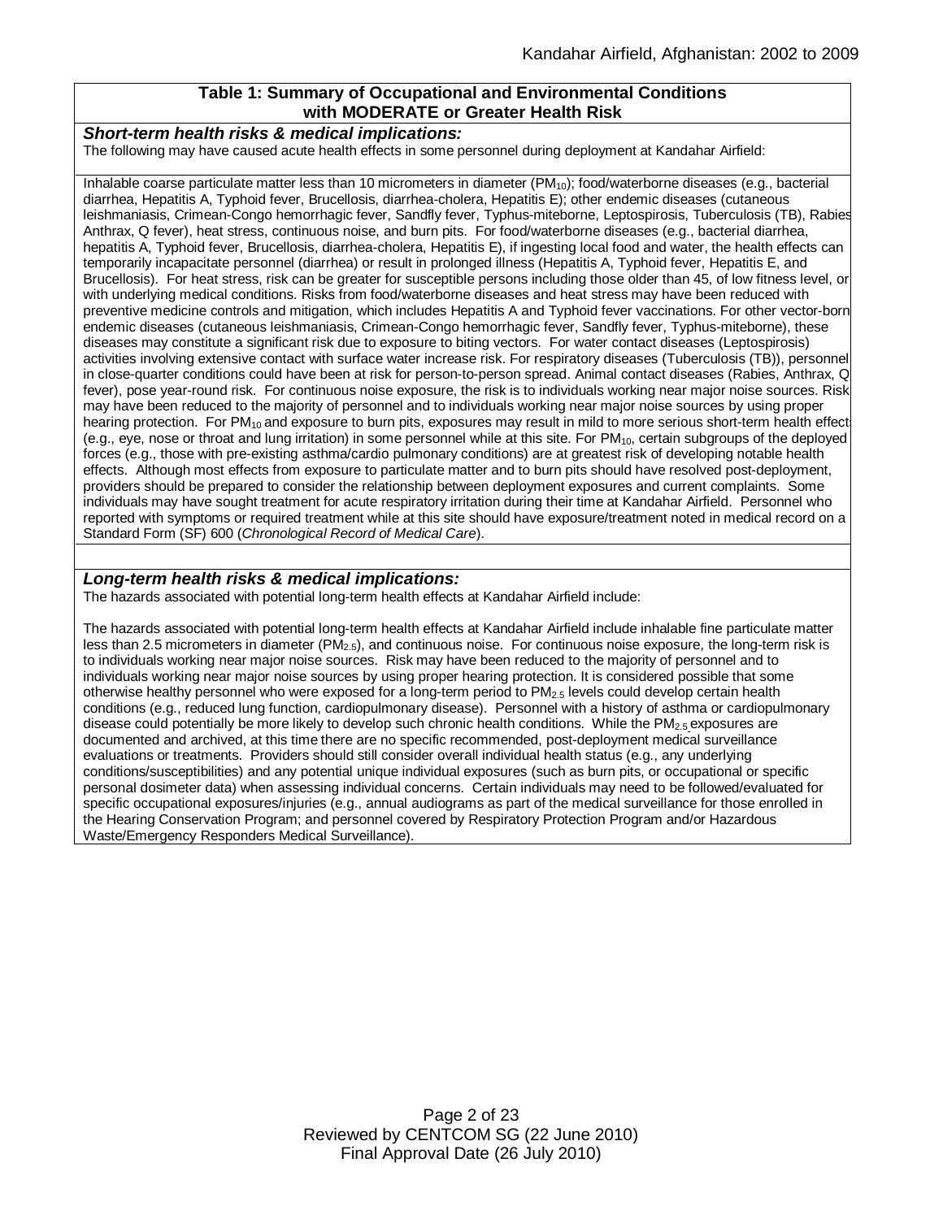## Table 1: Summary of Occupational and Environmental Conditions with MODERATE or Greater Health Risk

***Short-term health risks & medical implications:***

The following may have caused acute health effects in some personnel during deployment at Kandahar Airfield:

Inhalable coarse particulate matter less than 10 micrometers in diameter ($PM_{10}$); food/waterborne diseases (e.g., bacterial diarrhea, Hepatitis A, Typhoid fever, Brucellosis, diarrhea-cholera, Hepatitis E); other endemic diseases (cutaneous leishmaniasis, Crimean-Congo hemorrhagic fever, Sandfly fever, Typhus-miteborne, Leptospirosis, Tuberculosis (TB), Rabies Anthrax, Q fever), heat stress, continuous noise, and burn pits. For food/waterborne diseases (e.g., bacterial diarrhea, hepatitis A, Typhoid fever, Brucellosis, diarrhea-cholera, Hepatitis E), if ingesting local food and water, the health effects can temporarily incapacitate personnel (diarrhea) or result in prolonged illness (Hepatitis A, Typhoid fever, Hepatitis E, and Brucellosis). For heat stress, risk can be greater for susceptible persons including those older than 45, of low fitness level, or with underlying medical conditions. Risks from food/waterborne diseases and heat stress may have been reduced with preventive medicine controls and mitigation, which includes Hepatitis A and Typhoid fever vaccinations. For other vector-born endemic diseases (cutaneous leishmaniasis, Crimean-Congo hemorrhagic fever, Sandfly fever, Typhus-miteborne), these diseases may constitute a significant risk due to exposure to biting vectors. For water contact diseases (Leptospirosis) activities involving extensive contact with surface water increase risk. For respiratory diseases (Tuberculosis (TB)), personnel in close-quarter conditions could have been at risk for person-to-person spread. Animal contact diseases (Rabies, Anthrax, Q fever), pose year-round risk. For continuous noise exposure, the risk is to individuals working near major noise sources. Risk may have been reduced to the majority of personnel and to individuals working near major noise sources by using proper hearing protection. For $PM_{10}$ and exposure to burn pits, exposures may result in mild to more serious short-term health effects (e.g., eye, nose or throat and lung irritation) in some personnel while at this site. For $PM_{10}$, certain subgroups of the deployed forces (e.g., those with pre-existing asthma/cardio pulmonary conditions) are at greatest risk of developing notable health effects. Although most effects from exposure to particulate matter and to burn pits should have resolved post-deployment, providers should be prepared to consider the relationship between deployment exposures and current complaints. Some individuals may have sought treatment for acute respiratory irritation during their time at Kandahar Airfield. Personnel who reported with symptoms or required treatment while at this site should have exposure/treatment noted in medical record on a Standard Form (SF) 600 (*Chronological Record of Medical Care*).

***Long-term health risks & medical implications:***

The hazards associated with potential long-term health effects at Kandahar Airfield include:

The hazards associated with potential long-term health effects at Kandahar Airfield include inhalable fine particulate matter less than 2.5 micrometers in diameter ($PM_{2.5}$), and continuous noise. For continuous noise exposure, the long-term risk is to individuals working near major noise sources. Risk may have been reduced to the majority of personnel and to individuals working near major noise sources by using proper hearing protection. It is considered possible that some otherwise healthy personnel who were exposed for a long-term period to $PM_{2.5}$ levels could develop certain health conditions (e.g., reduced lung function, cardiopulmonary disease). Personnel with a history of asthma or cardiopulmonary disease could potentially be more likely to develop such chronic health conditions. While the $PM_{2.5}$ exposures are documented and archived, at this time there are no specific recommended, post-deployment medical surveillance evaluations or treatments. Providers should still consider overall individual health status (e.g., any underlying conditions/susceptibilities) and any potential unique individual exposures (such as burn pits, or occupational or specific personal dosimeter data) when assessing individual concerns. Certain individuals may need to be followed/evaluated for specific occupational exposures/injuries (e.g., annual audiograms as part of the medical surveillance for those enrolled in the Hearing Conservation Program; and personnel covered by Respiratory Protection Program and/or Hazardous Waste/Emergency Responders Medical Surveillance).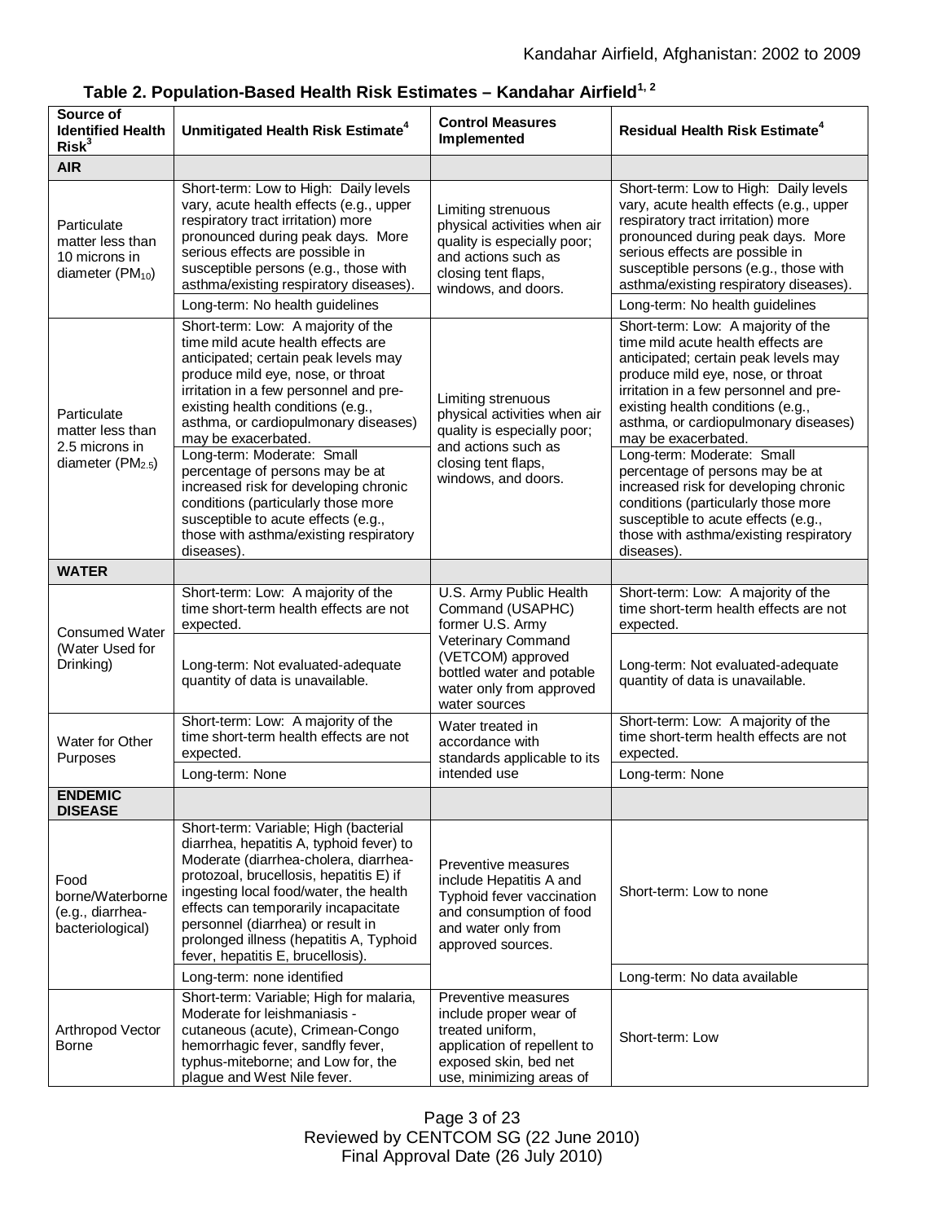### Table 2. Population-Based Health Risk Estimates – Kandahar Airfield[1, 2]

| Source of Identified Health Risk[3] | Unmitigated Health Risk Estimate[4] | Control Measures Implemented | Residual Health Risk Estimate[4] |
|---|---|---|---|
| **AIR** | | | |
| Particulate matter less than 10 microns in diameter ($PM_{10}$) | Short-term: Low to High: Daily levels vary, acute health effects (e.g., upper respiratory tract irritation) more pronounced during peak days. More serious effects are possible in susceptible persons (e.g., those with asthma/existing respiratory diseases). | Limiting strenuous physical activities when air quality is especially poor; and actions such as closing tent flaps, windows, and doors. | Short-term: Low to High: Daily levels vary, acute health effects (e.g., upper respiratory tract irritation) more pronounced during peak days. More serious effects are possible in susceptible persons (e.g., those with asthma/existing respiratory diseases). |
| | Long-term: No health guidelines | | Long-term: No health guidelines |
| Particulate matter less than 2.5 microns in diameter ($PM_{2.5}$) | Short-term: Low: A majority of the time mild acute health effects are anticipated; certain peak levels may produce mild eye, nose, or throat irritation in a few personnel and pre-existing health conditions (e.g., asthma, or cardiopulmonary diseases) may be exacerbated. | Limiting strenuous physical activities when air quality is especially poor; and actions such as closing tent flaps, windows, and doors. | Short-term: Low: A majority of the time mild acute health effects are anticipated; certain peak levels may produce mild eye, nose, or throat irritation in a few personnel and pre-existing health conditions (e.g., asthma, or cardiopulmonary diseases) may be exacerbated. |
| | Long-term: Moderate: Small percentage of persons may be at increased risk for developing chronic conditions (particularly those more susceptible to acute effects (e.g., those with asthma/existing respiratory diseases). | | Long-term: Moderate: Small percentage of persons may be at increased risk for developing chronic conditions (particularly those more susceptible to acute effects (e.g., those with asthma/existing respiratory diseases). |
| **WATER** | | | |
| Consumed Water (Water Used for Drinking) | Short-term: Low: A majority of the time short-term health effects are not expected. | U.S. Army Public Health Command (USAPHC) former U.S. Army Veterinary Command (VETCOM) approved bottled water and potable water only from approved water sources | Short-term: Low: A majority of the time short-term health effects are not expected. |
| | Long-term: Not evaluated-adequate quantity of data is unavailable. | | Long-term: Not evaluated-adequate quantity of data is unavailable. |
| Water for Other Purposes | Short-term: Low: A majority of the time short-term health effects are not expected. | Water treated in accordance with standards applicable to its intended use | Short-term: Low: A majority of the time short-term health effects are not expected. |
| | Long-term: None | | Long-term: None |
| **ENDEMIC DISEASE** | | | |
| Food borne/Waterborne (e.g., diarrhea-bacteriological) | Short-term: Variable; High (bacterial diarrhea, hepatitis A, typhoid fever) to Moderate (diarrhea-cholera, diarrhea-protozoal, brucellosis, hepatitis E) if ingesting local food/water, the health effects can temporarily incapacitate personnel (diarrhea) or result in prolonged illness (hepatitis A, Typhoid fever, hepatitis E, brucellosis). | Preventive measures include Hepatitis A and Typhoid fever vaccination and consumption of food and water only from approved sources. | Short-term: Low to none |
| | Long-term: none identified | | Long-term: No data available |
| Arthropod Vector Borne | Short-term: Variable; High for malaria, Moderate for leishmaniasis - cutaneous (acute), Crimean-Congo hemorrhagic fever, sandfly fever, typhus-miteborne; and Low for, the plague and West Nile fever. | Preventive measures include proper wear of treated uniform, application of repellent to exposed skin, bed net use, minimizing areas of | Short-term: Low |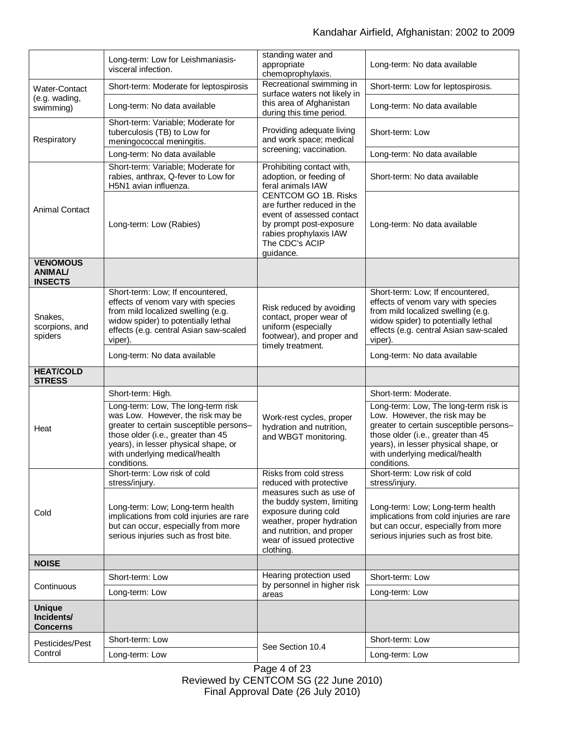| | | | |
|---|---|---|---|
| | Long-term: Low for Leishmaniasis-visceral infection. | standing water and appropriate chemoprophylaxis. | Long-term: No data available |
| Water-Contact (e.g. wading, swimming) | Short-term: Moderate for leptospirosis | Recreational swimming in surface waters not likely in this area of Afghanistan during this time period. | Short-term: Low for leptospirosis. |
| | Long-term: No data available | | Long-term: No data available |
| Respiratory | Short-term: Variable; Moderate for tuberculosis (TB) to Low for meningococcal meningitis. | Providing adequate living and work space; medical screening; vaccination. | Short-term: Low |
| | Long-term: No data available | | Long-term: No data available |
| Animal Contact | Short-term: Variable; Moderate for rabies, anthrax, Q-fever to Low for H5N1 avian influenza. | Prohibiting contact with, adoption, or feeding of feral animals IAW CENTCOM GO 1B. Risks are further reduced in the event of assessed contact by prompt post-exposure rabies prophylaxis IAW The CDC's ACIP guidance. | Short-term: No data available |
| | Long-term: Low (Rabies) | | Long-term: No data available |
| **VENOMOUS ANIMAL/ INSECTS** | | | |
| Snakes, scorpions, and spiders | Short-term: Low; If encountered, effects of venom vary with species from mild localized swelling (e.g. widow spider) to potentially lethal effects (e.g. central Asian saw-scaled viper). | Risk reduced by avoiding contact, proper wear of uniform (especially footwear), and proper and timely treatment. | Short-term: Low; If encountered, effects of venom vary with species from mild localized swelling (e.g. widow spider) to potentially lethal effects (e.g. central Asian saw-scaled viper). |
| | Long-term: No data available | | Long-term: No data available |
| **HEAT/COLD STRESS** | | | |
| Heat | Short-term: High. | Work-rest cycles, proper hydration and nutrition, and WBGT monitoring. | Short-term: Moderate. |
| | Long-term: Low, The long-term risk was Low. However, the risk may be greater to certain susceptible persons– those older (i.e., greater than 45 years), in lesser physical shape, or with underlying medical/health conditions. | | Long-term: Low, The long-term risk is Low. However, the risk may be greater to certain susceptible persons– those older (i.e., greater than 45 years), in lesser physical shape, or with underlying medical/health conditions. |
| Cold | Short-term: Low risk of cold stress/injury. | Risks from cold stress reduced with protective measures such as use of the buddy system, limiting exposure during cold weather, proper hydration and nutrition, and proper wear of issued protective clothing. | Short-term: Low risk of cold stress/injury. |
| | Long-term: Low; Long-term health implications from cold injuries are rare but can occur, especially from more serious injuries such as frost bite. | | Long-term: Low; Long-term health implications from cold injuries are rare but can occur, especially from more serious injuries such as frost bite. |
| **NOISE** | | | |
| Continuous | Short-term: Low | Hearing protection used by personnel in higher risk areas | Short-term: Low |
| | Long-term: Low | | Long-term: Low |
| **Unique Incidents/ Concerns** | | | |
| Pesticides/Pest Control | Short-term: Low | See Section 10.4 | Short-term: Low |
| | Long-term: Low | | Long-term: Low |

Reviewed by CENTCOM SG (22 June 2010)
Final Approval Date (26 July 2010)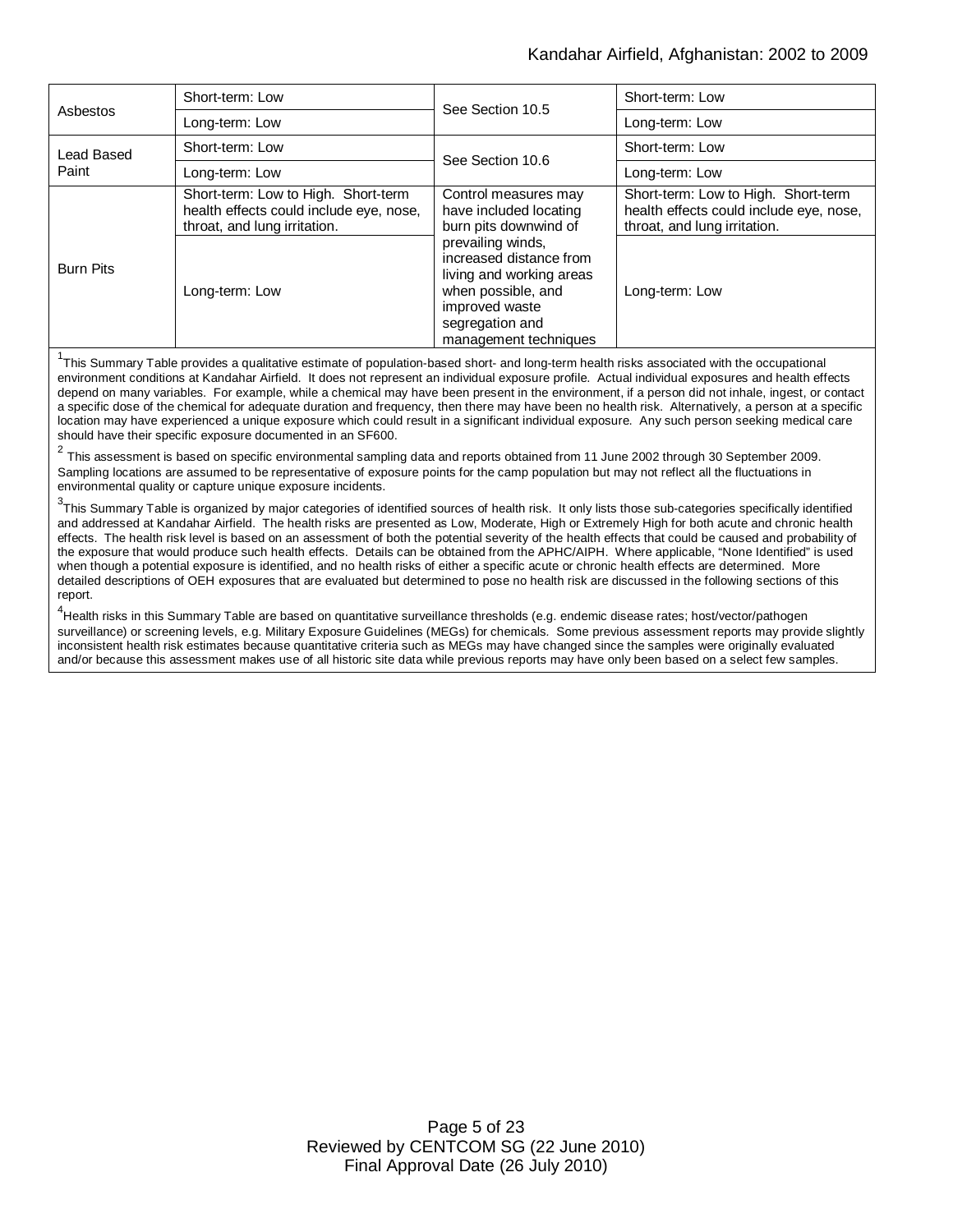| Asbestos | Short-term: Low | See Section 10.5 | Short-term: Low |
|---|---|---|---|
| | Long-term: Low | | Long-term: Low |
| Lead Based Paint | Short-term: Low | See Section 10.6 | Short-term: Low |
| | Long-term: Low | | Long-term: Low |
| Burn Pits | Short-term: Low to High. Short-term health effects could include eye, nose, throat, and lung irritation. | Control measures may have included locating burn pits downwind of prevailing winds, increased distance from living and working areas when possible, and improved waste segregation and management techniques | Short-term: Low to High. Short-term health effects could include eye, nose, throat, and lung irritation. |
| | Long-term: Low | | Long-term: Low |

[1]This Summary Table provides a qualitative estimate of population-based short- and long-term health risks associated with the occupational environment conditions at Kandahar Airfield. It does not represent an individual exposure profile. Actual individual exposures and health effects depend on many variables. For example, while a chemical may have been present in the environment, if a person did not inhale, ingest, or contact a specific dose of the chemical for adequate duration and frequency, then there may have been no health risk. Alternatively, a person at a specific location may have experienced a unique exposure which could result in a significant individual exposure. Any such person seeking medical care should have their specific exposure documented in an SF600.

[2] This assessment is based on specific environmental sampling data and reports obtained from 11 June 2002 through 30 September 2009. Sampling locations are assumed to be representative of exposure points for the camp population but may not reflect all the fluctuations in environmental quality or capture unique exposure incidents.

[3]This Summary Table is organized by major categories of identified sources of health risk. It only lists those sub-categories specifically identified and addressed at Kandahar Airfield. The health risks are presented as Low, Moderate, High or Extremely High for both acute and chronic health effects. The health risk level is based on an assessment of both the potential severity of the health effects that could be caused and probability of the exposure that would produce such health effects. Details can be obtained from the APHC/AIPH. Where applicable, "None Identified" is used when though a potential exposure is identified, and no health risks of either a specific acute or chronic health effects are determined. More detailed descriptions of OEH exposures that are evaluated but determined to pose no health risk are discussed in the following sections of this report.

[4]Health risks in this Summary Table are based on quantitative surveillance thresholds (e.g. endemic disease rates; host/vector/pathogen surveillance) or screening levels, e.g. Military Exposure Guidelines (MEGs) for chemicals. Some previous assessment reports may provide slightly inconsistent health risk estimates because quantitative criteria such as MEGs may have changed since the samples were originally evaluated and/or because this assessment makes use of all historic site data while previous reports may have only been based on a select few samples.

Reviewed by CENTCOM SG (22 June 2010)
Final Approval Date (26 July 2010)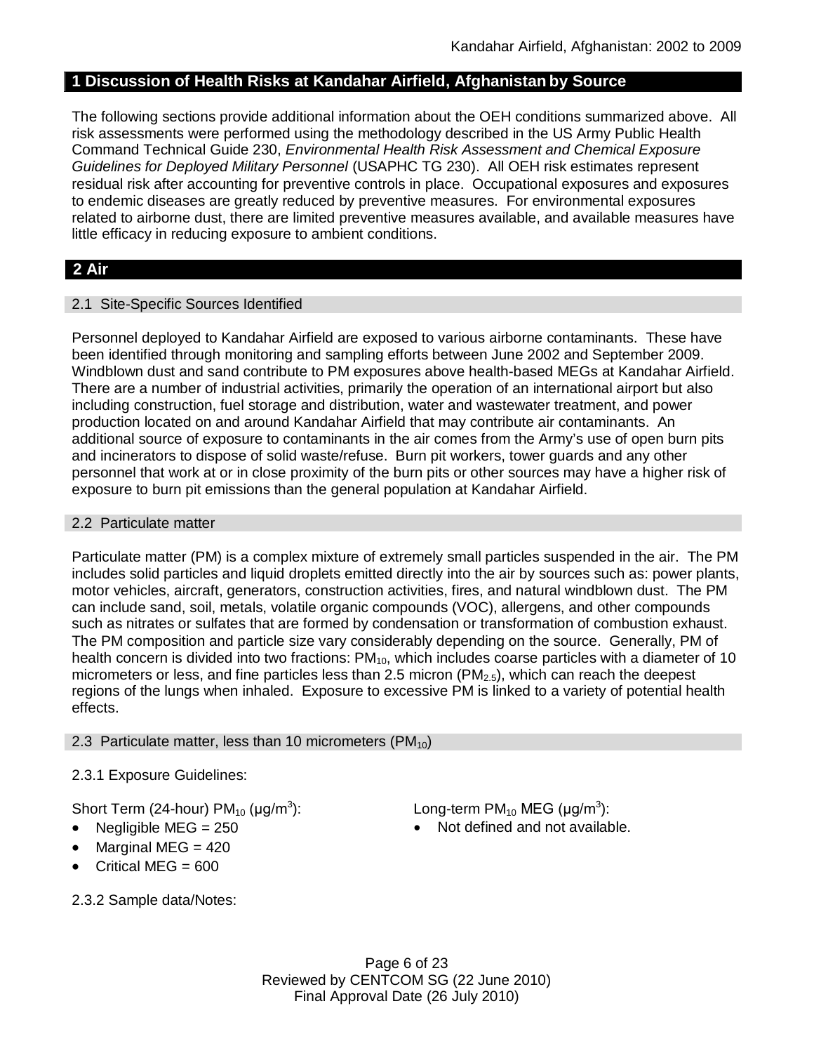## 1 Discussion of Health Risks at Kandahar Airfield, Afghanistan by Source

The following sections provide additional information about the OEH conditions summarized above. All risk assessments were performed using the methodology described in the US Army Public Health Command Technical Guide 230, *Environmental Health Risk Assessment and Chemical Exposure Guidelines for Deployed Military Personnel* (USAPHC TG 230). All OEH risk estimates represent residual risk after accounting for preventive controls in place. Occupational exposures and exposures to endemic diseases are greatly reduced by preventive measures. For environmental exposures related to airborne dust, there are limited preventive measures available, and available measures have little efficacy in reducing exposure to ambient conditions.

## 2 Air

### 2.1 Site-Specific Sources Identified

Personnel deployed to Kandahar Airfield are exposed to various airborne contaminants. These have been identified through monitoring and sampling efforts between June 2002 and September 2009. Windblown dust and sand contribute to PM exposures above health-based MEGs at Kandahar Airfield. There are a number of industrial activities, primarily the operation of an international airport but also including construction, fuel storage and distribution, water and wastewater treatment, and power production located on and around Kandahar Airfield that may contribute air contaminants. An additional source of exposure to contaminants in the air comes from the Army's use of open burn pits and incinerators to dispose of solid waste/refuse. Burn pit workers, tower guards and any other personnel that work at or in close proximity of the burn pits or other sources may have a higher risk of exposure to burn pit emissions than the general population at Kandahar Airfield.

### 2.2 Particulate matter

Particulate matter (PM) is a complex mixture of extremely small particles suspended in the air. The PM includes solid particles and liquid droplets emitted directly into the air by sources such as: power plants, motor vehicles, aircraft, generators, construction activities, fires, and natural windblown dust. The PM can include sand, soil, metals, volatile organic compounds (VOC), allergens, and other compounds such as nitrates or sulfates that are formed by condensation or transformation of combustion exhaust. The PM composition and particle size vary considerably depending on the source. Generally, PM of health concern is divided into two fractions: $PM_{10}$, which includes coarse particles with a diameter of 10 micrometers or less, and fine particles less than 2.5 micron ($PM_{2.5}$), which can reach the deepest regions of the lungs when inhaled. Exposure to excessive PM is linked to a variety of potential health effects.

### 2.3 Particulate matter, less than 10 micrometers ($PM_{10}$)

2.3.1 Exposure Guidelines:

Short Term (24-hour) $PM_{10}$ (μg/m$^3$):

- Negligible MEG = 250
- Marginal MEG = 420
- Critical MEG = 600

Long-term $PM_{10}$ MEG (μg/m$^3$):

- Not defined and not available.

2.3.2 Sample data/Notes: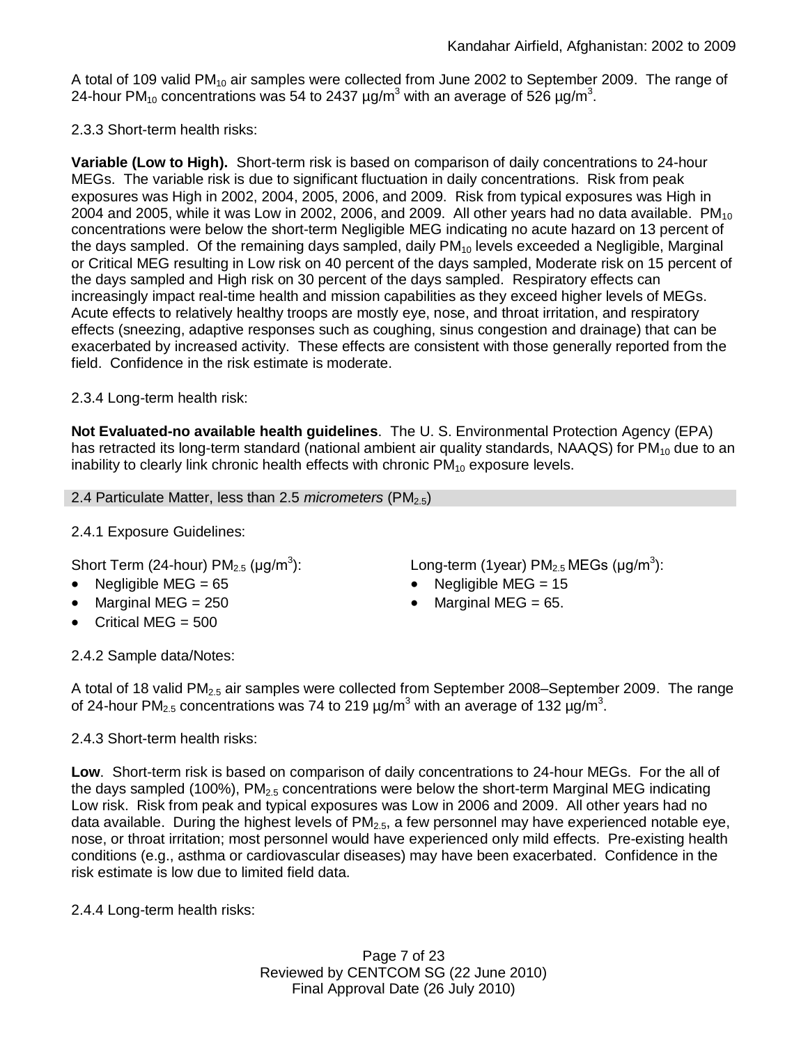A total of 109 valid $PM_{10}$ air samples were collected from June 2002 to September 2009. The range of 24-hour $PM_{10}$ concentrations was 54 to 2437 µg/$m^3$ with an average of 526 µg/$m^3$.

2.3.3 Short-term health risks:

**Variable (Low to High).** Short-term risk is based on comparison of daily concentrations to 24-hour MEGs. The variable risk is due to significant fluctuation in daily concentrations. Risk from peak exposures was High in 2002, 2004, 2005, 2006, and 2009. Risk from typical exposures was High in 2004 and 2005, while it was Low in 2002, 2006, and 2009. All other years had no data available. $PM_{10}$ concentrations were below the short-term Negligible MEG indicating no acute hazard on 13 percent of the days sampled. Of the remaining days sampled, daily $PM_{10}$ levels exceeded a Negligible, Marginal or Critical MEG resulting in Low risk on 40 percent of the days sampled, Moderate risk on 15 percent of the days sampled and High risk on 30 percent of the days sampled. Respiratory effects can increasingly impact real-time health and mission capabilities as they exceed higher levels of MEGs. Acute effects to relatively healthy troops are mostly eye, nose, and throat irritation, and respiratory effects (sneezing, adaptive responses such as coughing, sinus congestion and drainage) that can be exacerbated by increased activity. These effects are consistent with those generally reported from the field. Confidence in the risk estimate is moderate.

2.3.4 Long-term health risk:

**Not Evaluated-no available health guidelines**. The U. S. Environmental Protection Agency (EPA) has retracted its long-term standard (national ambient air quality standards, NAAQS) for $PM_{10}$ due to an inability to clearly link chronic health effects with chronic $PM_{10}$ exposure levels.

## 2.4 Particulate Matter, less than 2.5 *micrometers* ($PM_{2.5}$)

2.4.1 Exposure Guidelines:

Short Term (24-hour) $PM_{2.5}$ (µg/$m^3$):

- Negligible MEG = 65
- Marginal MEG = 250
- Critical MEG = 500

Long-term (1year) $PM_{2.5}$ MEGs (µg/$m^3$):

- Negligible MEG = 15
- Marginal MEG = 65.

2.4.2 Sample data/Notes:

A total of 18 valid $PM_{2.5}$ air samples were collected from September 2008–September 2009. The range of 24-hour $PM_{2.5}$ concentrations was 74 to 219 µg/$m^3$ with an average of 132 µg/$m^3$.

2.4.3 Short-term health risks:

**Low**. Short-term risk is based on comparison of daily concentrations to 24-hour MEGs. For the all of the days sampled (100%), $PM_{2.5}$ concentrations were below the short-term Marginal MEG indicating Low risk. Risk from peak and typical exposures was Low in 2006 and 2009. All other years had no data available. During the highest levels of $PM_{2.5}$, a few personnel may have experienced notable eye, nose, or throat irritation; most personnel would have experienced only mild effects. Pre-existing health conditions (e.g., asthma or cardiovascular diseases) may have been exacerbated. Confidence in the risk estimate is low due to limited field data.

2.4.4 Long-term health risks: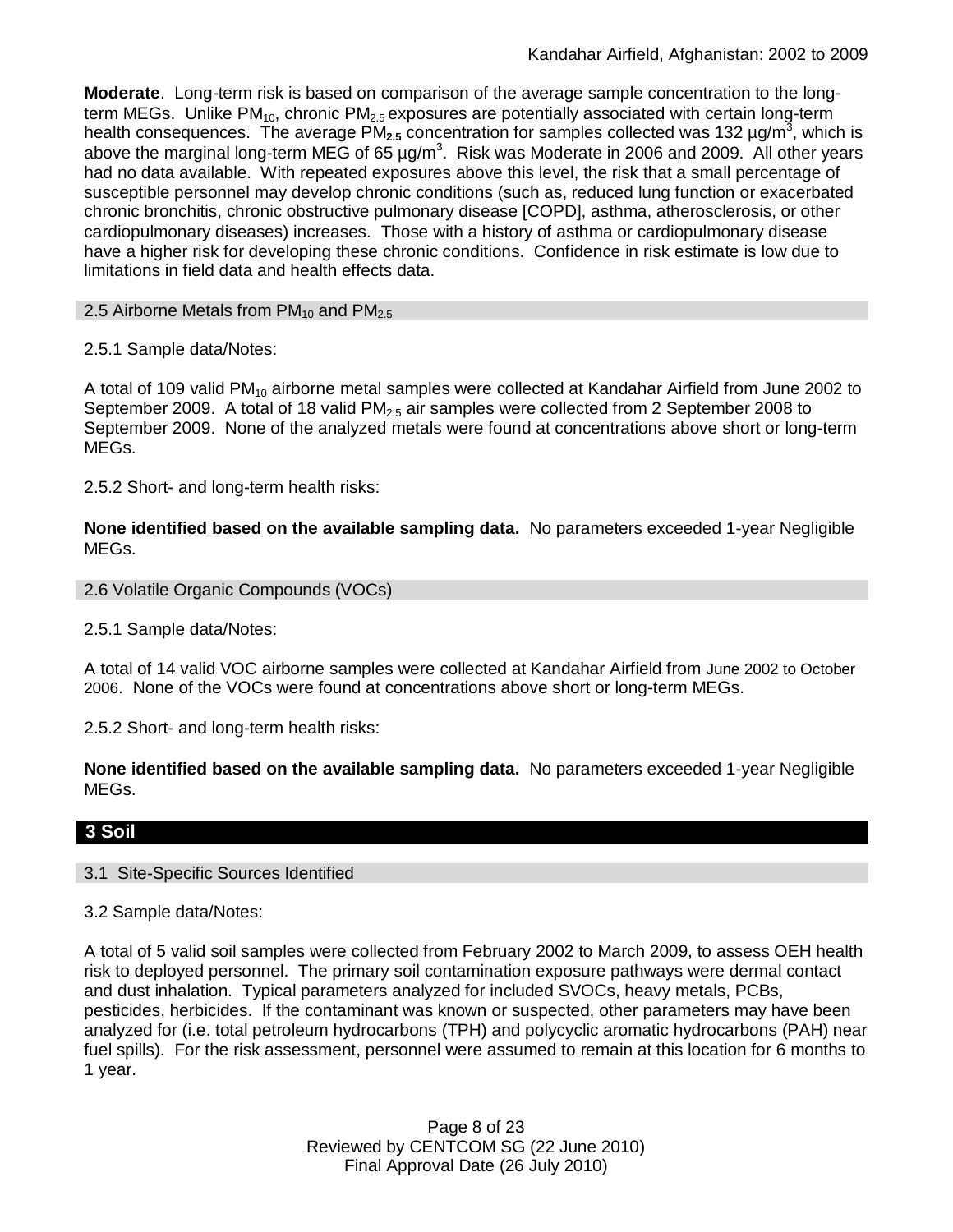**Moderate**. Long-term risk is based on comparison of the average sample concentration to the long-term MEGs. Unlike $PM_{10}$, chronic $PM_{2.5}$ exposures are potentially associated with certain long-term health consequences. The average $PM_{2.5}$ concentration for samples collected was 132 µg/m$^3$, which is above the marginal long-term MEG of 65 µg/m$^3$. Risk was Moderate in 2006 and 2009. All other years had no data available. With repeated exposures above this level, the risk that a small percentage of susceptible personnel may develop chronic conditions (such as, reduced lung function or exacerbated chronic bronchitis, chronic obstructive pulmonary disease [COPD], asthma, atherosclerosis, or other cardiopulmonary diseases) increases. Those with a history of asthma or cardiopulmonary disease have a higher risk for developing these chronic conditions. Confidence in risk estimate is low due to limitations in field data and health effects data.

### 2.5 Airborne Metals from $PM_{10}$ and $PM_{2.5}$

2.5.1 Sample data/Notes:

A total of 109 valid $PM_{10}$ airborne metal samples were collected at Kandahar Airfield from June 2002 to September 2009. A total of 18 valid $PM_{2.5}$ air samples were collected from 2 September 2008 to September 2009. None of the analyzed metals were found at concentrations above short or long-term MEGs.

2.5.2 Short- and long-term health risks:

**None identified based on the available sampling data.** No parameters exceeded 1-year Negligible MEGs.

### 2.6 Volatile Organic Compounds (VOCs)

2.5.1 Sample data/Notes:

A total of 14 valid VOC airborne samples were collected at Kandahar Airfield from June 2002 to October 2006. None of the VOCs were found at concentrations above short or long-term MEGs.

2.5.2 Short- and long-term health risks:

**None identified based on the available sampling data.** No parameters exceeded 1-year Negligible MEGs.

## 3 Soil

### 3.1 Site-Specific Sources Identified

3.2 Sample data/Notes:

A total of 5 valid soil samples were collected from February 2002 to March 2009, to assess OEH health risk to deployed personnel. The primary soil contamination exposure pathways were dermal contact and dust inhalation. Typical parameters analyzed for included SVOCs, heavy metals, PCBs, pesticides, herbicides. If the contaminant was known or suspected, other parameters may have been analyzed for (i.e. total petroleum hydrocarbons (TPH) and polycyclic aromatic hydrocarbons (PAH) near fuel spills). For the risk assessment, personnel were assumed to remain at this location for 6 months to 1 year.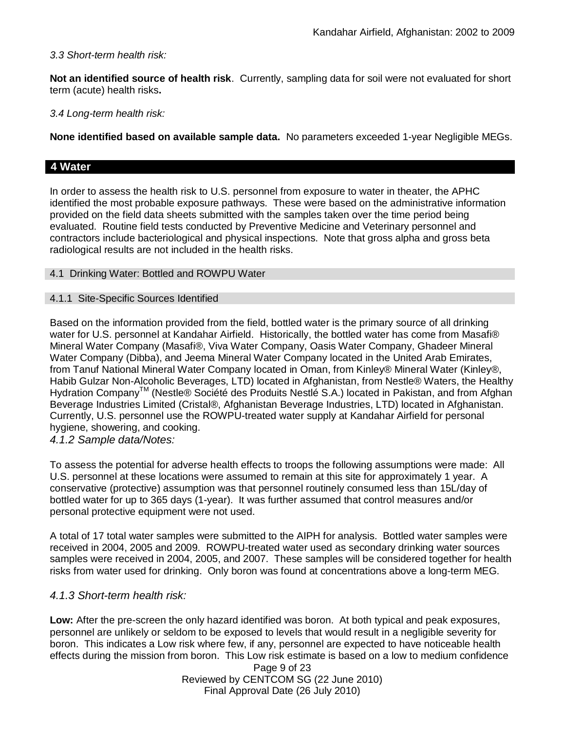*3.3 Short-term health risk:*

**Not an identified source of health risk**. Currently, sampling data for soil were not evaluated for short term (acute) health risks**.**

*3.4 Long-term health risk:*

**None identified based on available sample data.** No parameters exceeded 1-year Negligible MEGs.

## 4 Water

In order to assess the health risk to U.S. personnel from exposure to water in theater, the APHC identified the most probable exposure pathways. These were based on the administrative information provided on the field data sheets submitted with the samples taken over the time period being evaluated. Routine field tests conducted by Preventive Medicine and Veterinary personnel and contractors include bacteriological and physical inspections. Note that gross alpha and gross beta radiological results are not included in the health risks.

### 4.1 Drinking Water: Bottled and ROWPU Water

#### 4.1.1 Site-Specific Sources Identified

Based on the information provided from the field, bottled water is the primary source of all drinking water for U.S. personnel at Kandahar Airfield. Historically, the bottled water has come from Masafi® Mineral Water Company (Masafi®, Viva Water Company, Oasis Water Company, Ghadeer Mineral Water Company (Dibba), and Jeema Mineral Water Company located in the United Arab Emirates, from Tanuf National Mineral Water Company located in Oman, from Kinley® Mineral Water (Kinley®, Habib Gulzar Non-Alcoholic Beverages, LTD) located in Afghanistan, from Nestle® Waters, the Healthy Hydration Company™ (Nestle® Société des Produits Nestlé S.A.) located in Pakistan, and from Afghan Beverage Industries Limited (Cristal®, Afghanistan Beverage Industries, LTD) located in Afghanistan. Currently, U.S. personnel use the ROWPU-treated water supply at Kandahar Airfield for personal hygiene, showering, and cooking.

*4.1.2 Sample data/Notes:*

To assess the potential for adverse health effects to troops the following assumptions were made: All U.S. personnel at these locations were assumed to remain at this site for approximately 1 year. A conservative (protective) assumption was that personnel routinely consumed less than 15L/day of bottled water for up to 365 days (1-year). It was further assumed that control measures and/or personal protective equipment were not used.

A total of 17 total water samples were submitted to the AIPH for analysis. Bottled water samples were received in 2004, 2005 and 2009. ROWPU-treated water used as secondary drinking water sources samples were received in 2004, 2005, and 2007. These samples will be considered together for health risks from water used for drinking. Only boron was found at concentrations above a long-term MEG.

*4.1.3 Short-term health risk:*

**Low:** After the pre-screen the only hazard identified was boron. At both typical and peak exposures, personnel are unlikely or seldom to be exposed to levels that would result in a negligible severity for boron. This indicates a Low risk where few, if any, personnel are expected to have noticeable health effects during the mission from boron. This Low risk estimate is based on a low to medium confidence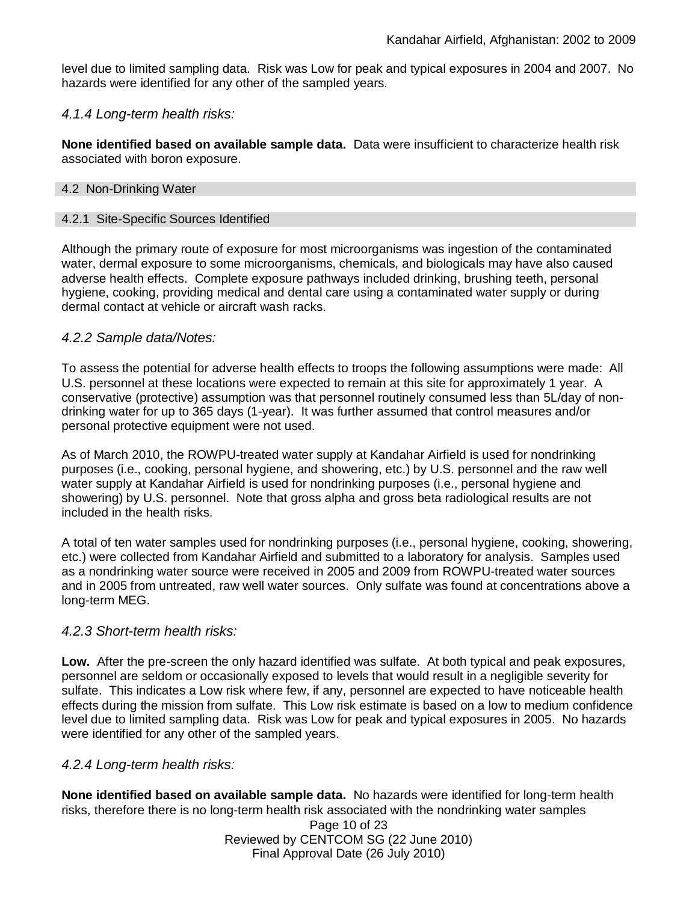level due to limited sampling data. Risk was Low for peak and typical exposures in 2004 and 2007. No hazards were identified for any other of the sampled years.

### *4.1.4 Long-term health risks:*

**None identified based on available sample data.** Data were insufficient to characterize health risk associated with boron exposure.

## 4.2 Non-Drinking Water

### 4.2.1 Site-Specific Sources Identified

Although the primary route of exposure for most microorganisms was ingestion of the contaminated water, dermal exposure to some microorganisms, chemicals, and biologicals may have also caused adverse health effects. Complete exposure pathways included drinking, brushing teeth, personal hygiene, cooking, providing medical and dental care using a contaminated water supply or during dermal contact at vehicle or aircraft wash racks.

### *4.2.2 Sample data/Notes:*

To assess the potential for adverse health effects to troops the following assumptions were made: All U.S. personnel at these locations were expected to remain at this site for approximately 1 year. A conservative (protective) assumption was that personnel routinely consumed less than 5L/day of non-drinking water for up to 365 days (1-year). It was further assumed that control measures and/or personal protective equipment were not used.

As of March 2010, the ROWPU-treated water supply at Kandahar Airfield is used for nondrinking purposes (i.e., cooking, personal hygiene, and showering, etc.) by U.S. personnel and the raw well water supply at Kandahar Airfield is used for nondrinking purposes (i.e., personal hygiene and showering) by U.S. personnel. Note that gross alpha and gross beta radiological results are not included in the health risks.

A total of ten water samples used for nondrinking purposes (i.e., personal hygiene, cooking, showering, etc.) were collected from Kandahar Airfield and submitted to a laboratory for analysis. Samples used as a nondrinking water source were received in 2005 and 2009 from ROWPU-treated water sources and in 2005 from untreated, raw well water sources. Only sulfate was found at concentrations above a long-term MEG.

### *4.2.3 Short-term health risks:*

**Low.** After the pre-screen the only hazard identified was sulfate. At both typical and peak exposures, personnel are seldom or occasionally exposed to levels that would result in a negligible severity for sulfate. This indicates a Low risk where few, if any, personnel are expected to have noticeable health effects during the mission from sulfate. This Low risk estimate is based on a low to medium confidence level due to limited sampling data. Risk was Low for peak and typical exposures in 2005. No hazards were identified for any other of the sampled years.

### *4.2.4 Long-term health risks:*

**None identified based on available sample data.** No hazards were identified for long-term health risks, therefore there is no long-term health risk associated with the nondrinking water samples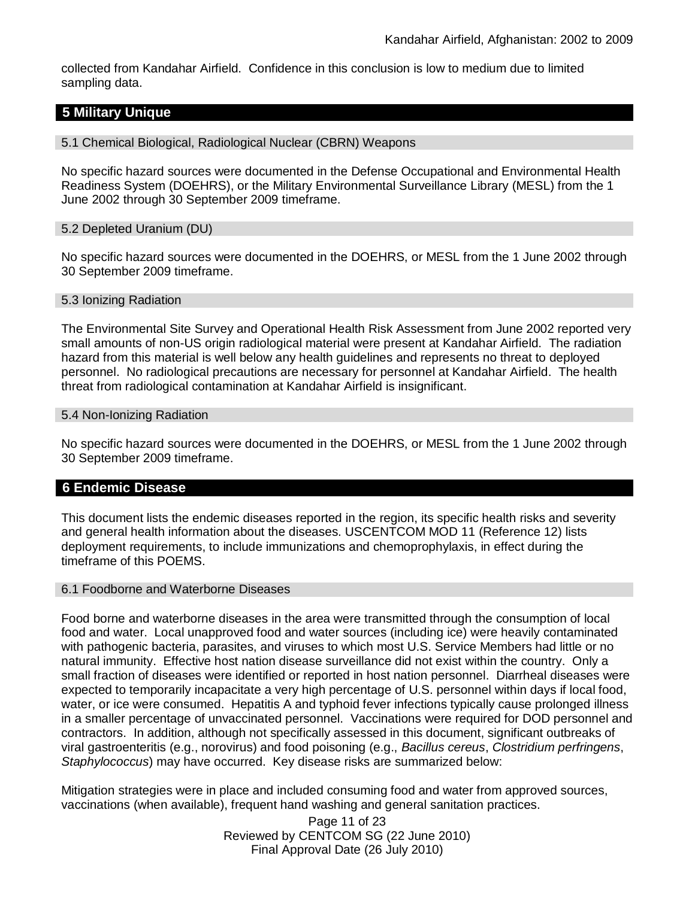collected from Kandahar Airfield. Confidence in this conclusion is low to medium due to limited sampling data.

## 5 Military Unique

### 5.1 Chemical Biological, Radiological Nuclear (CBRN) Weapons

No specific hazard sources were documented in the Defense Occupational and Environmental Health Readiness System (DOEHRS), or the Military Environmental Surveillance Library (MESL) from the 1 June 2002 through 30 September 2009 timeframe.

### 5.2 Depleted Uranium (DU)

No specific hazard sources were documented in the DOEHRS, or MESL from the 1 June 2002 through 30 September 2009 timeframe.

### 5.3 Ionizing Radiation

The Environmental Site Survey and Operational Health Risk Assessment from June 2002 reported very small amounts of non-US origin radiological material were present at Kandahar Airfield. The radiation hazard from this material is well below any health guidelines and represents no threat to deployed personnel. No radiological precautions are necessary for personnel at Kandahar Airfield. The health threat from radiological contamination at Kandahar Airfield is insignificant.

### 5.4 Non-Ionizing Radiation

No specific hazard sources were documented in the DOEHRS, or MESL from the 1 June 2002 through 30 September 2009 timeframe.

## 6 Endemic Disease

This document lists the endemic diseases reported in the region, its specific health risks and severity and general health information about the diseases. USCENTCOM MOD 11 (Reference 12) lists deployment requirements, to include immunizations and chemoprophylaxis, in effect during the timeframe of this POEMS.

### 6.1 Foodborne and Waterborne Diseases

Food borne and waterborne diseases in the area were transmitted through the consumption of local food and water. Local unapproved food and water sources (including ice) were heavily contaminated with pathogenic bacteria, parasites, and viruses to which most U.S. Service Members had little or no natural immunity. Effective host nation disease surveillance did not exist within the country. Only a small fraction of diseases were identified or reported in host nation personnel. Diarrheal diseases were expected to temporarily incapacitate a very high percentage of U.S. personnel within days if local food, water, or ice were consumed. Hepatitis A and typhoid fever infections typically cause prolonged illness in a smaller percentage of unvaccinated personnel. Vaccinations were required for DOD personnel and contractors. In addition, although not specifically assessed in this document, significant outbreaks of viral gastroenteritis (e.g., norovirus) and food poisoning (e.g., *Bacillus cereus*, *Clostridium perfringens*, *Staphylococcus*) may have occurred. Key disease risks are summarized below:

Mitigation strategies were in place and included consuming food and water from approved sources, vaccinations (when available), frequent hand washing and general sanitation practices.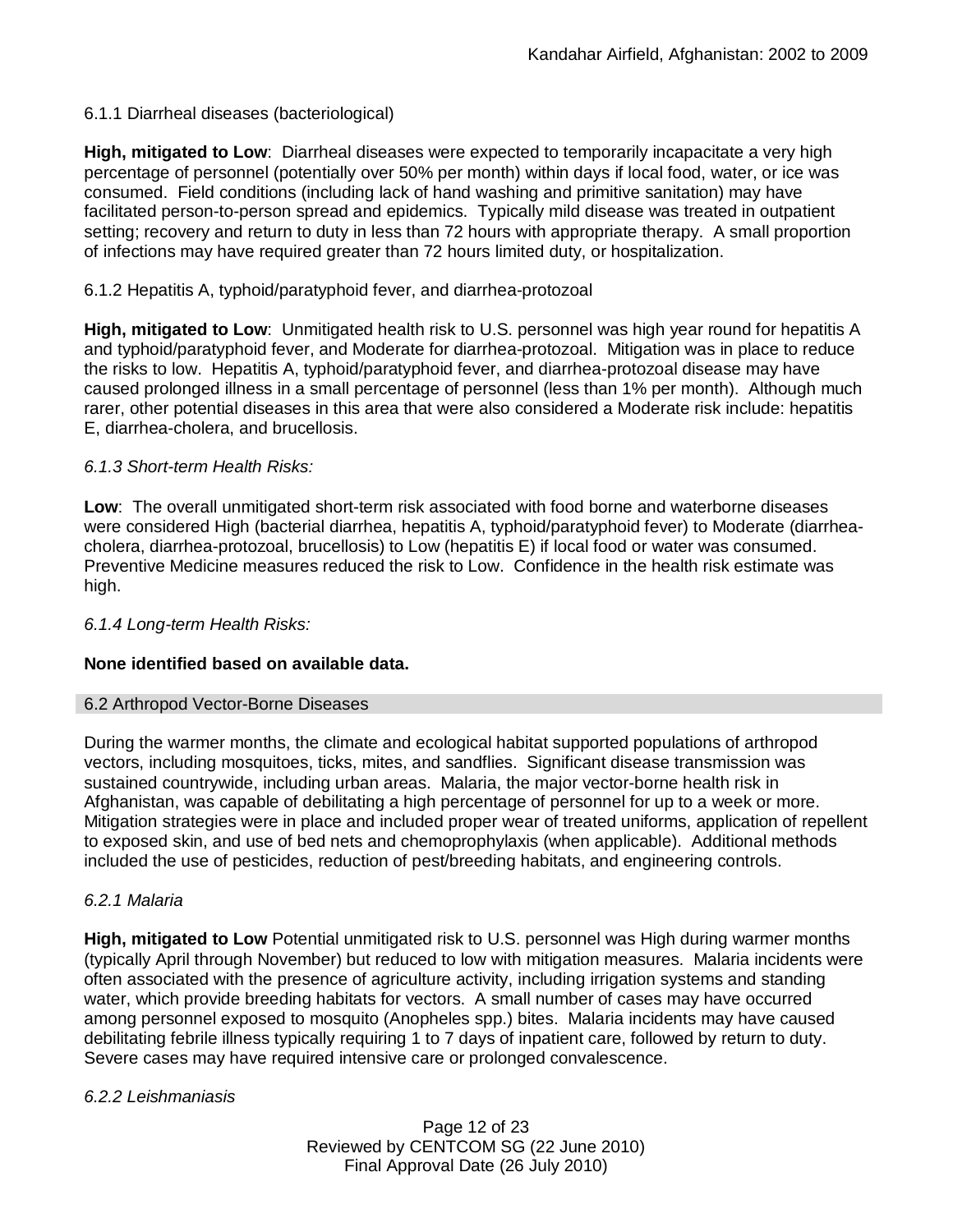#### 6.1.1 Diarrheal diseases (bacteriological)

**High, mitigated to Low**: Diarrheal diseases were expected to temporarily incapacitate a very high percentage of personnel (potentially over 50% per month) within days if local food, water, or ice was consumed. Field conditions (including lack of hand washing and primitive sanitation) may have facilitated person-to-person spread and epidemics. Typically mild disease was treated in outpatient setting; recovery and return to duty in less than 72 hours with appropriate therapy. A small proportion of infections may have required greater than 72 hours limited duty, or hospitalization.

#### 6.1.2 Hepatitis A, typhoid/paratyphoid fever, and diarrhea-protozoal

**High, mitigated to Low**: Unmitigated health risk to U.S. personnel was high year round for hepatitis A and typhoid/paratyphoid fever, and Moderate for diarrhea-protozoal. Mitigation was in place to reduce the risks to low. Hepatitis A, typhoid/paratyphoid fever, and diarrhea-protozoal disease may have caused prolonged illness in a small percentage of personnel (less than 1% per month). Although much rarer, other potential diseases in this area that were also considered a Moderate risk include: hepatitis E, diarrhea-cholera, and brucellosis.

#### *6.1.3 Short-term Health Risks:*

**Low**: The overall unmitigated short-term risk associated with food borne and waterborne diseases were considered High (bacterial diarrhea, hepatitis A, typhoid/paratyphoid fever) to Moderate (diarrhea-cholera, diarrhea-protozoal, brucellosis) to Low (hepatitis E) if local food or water was consumed. Preventive Medicine measures reduced the risk to Low. Confidence in the health risk estimate was high.

#### *6.1.4 Long-term Health Risks:*

**None identified based on available data.**

### 6.2 Arthropod Vector-Borne Diseases

During the warmer months, the climate and ecological habitat supported populations of arthropod vectors, including mosquitoes, ticks, mites, and sandflies. Significant disease transmission was sustained countrywide, including urban areas. Malaria, the major vector-borne health risk in Afghanistan, was capable of debilitating a high percentage of personnel for up to a week or more. Mitigation strategies were in place and included proper wear of treated uniforms, application of repellent to exposed skin, and use of bed nets and chemoprophylaxis (when applicable). Additional methods included the use of pesticides, reduction of pest/breeding habitats, and engineering controls.

#### *6.2.1 Malaria*

**High, mitigated to Low** Potential unmitigated risk to U.S. personnel was High during warmer months (typically April through November) but reduced to low with mitigation measures. Malaria incidents were often associated with the presence of agriculture activity, including irrigation systems and standing water, which provide breeding habitats for vectors. A small number of cases may have occurred among personnel exposed to mosquito (Anopheles spp.) bites. Malaria incidents may have caused debilitating febrile illness typically requiring 1 to 7 days of inpatient care, followed by return to duty. Severe cases may have required intensive care or prolonged convalescence.

#### *6.2.2 Leishmaniasis*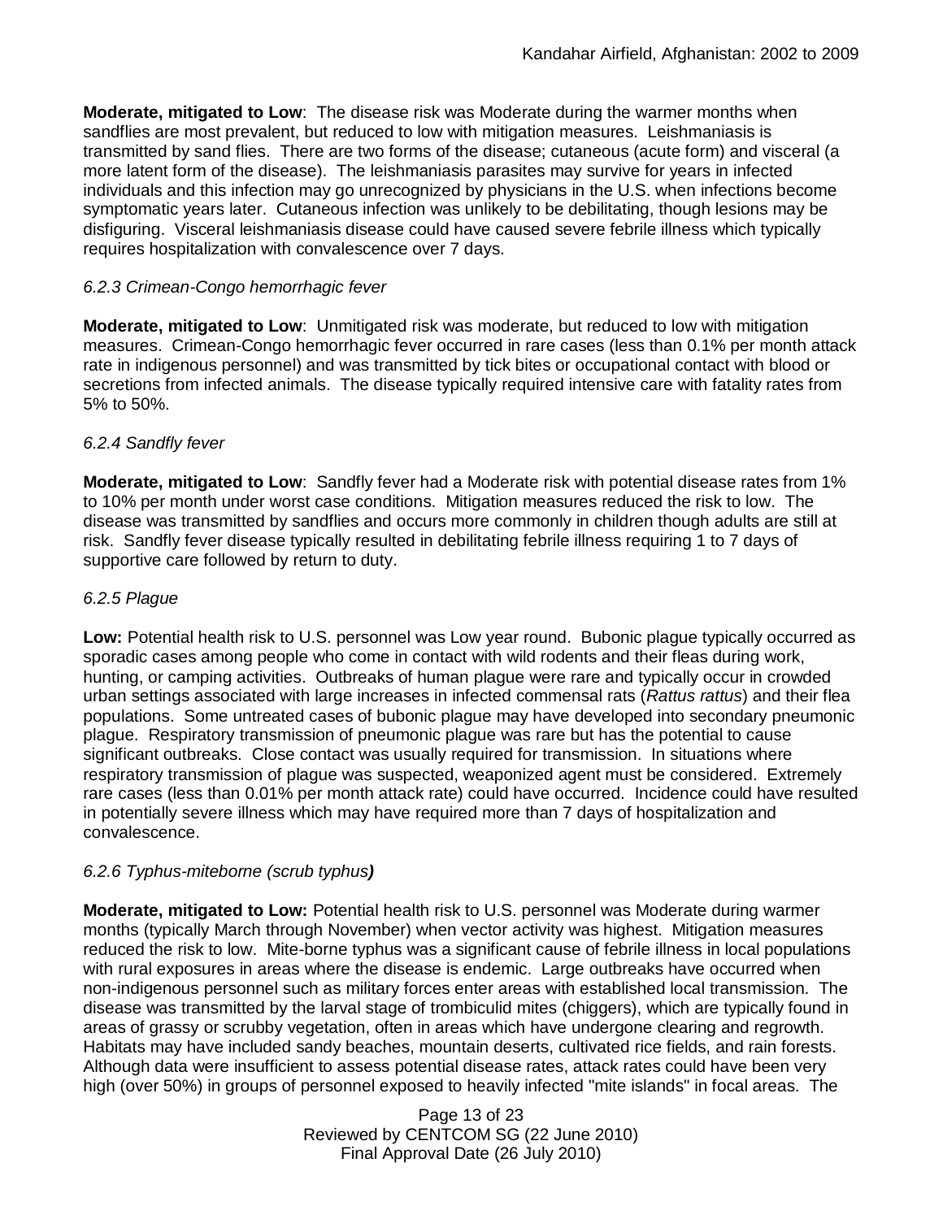**Moderate, mitigated to Low**: The disease risk was Moderate during the warmer months when sandflies are most prevalent, but reduced to low with mitigation measures. Leishmaniasis is transmitted by sand flies. There are two forms of the disease; cutaneous (acute form) and visceral (a more latent form of the disease). The leishmaniasis parasites may survive for years in infected individuals and this infection may go unrecognized by physicians in the U.S. when infections become symptomatic years later. Cutaneous infection was unlikely to be debilitating, though lesions may be disfiguring. Visceral leishmaniasis disease could have caused severe febrile illness which typically requires hospitalization with convalescence over 7 days.

### *6.2.3 Crimean-Congo hemorrhagic fever*

**Moderate, mitigated to Low**: Unmitigated risk was moderate, but reduced to low with mitigation measures. Crimean-Congo hemorrhagic fever occurred in rare cases (less than 0.1% per month attack rate in indigenous personnel) and was transmitted by tick bites or occupational contact with blood or secretions from infected animals. The disease typically required intensive care with fatality rates from 5% to 50%.

### *6.2.4 Sandfly fever*

**Moderate, mitigated to Low**: Sandfly fever had a Moderate risk with potential disease rates from 1% to 10% per month under worst case conditions. Mitigation measures reduced the risk to low. The disease was transmitted by sandflies and occurs more commonly in children though adults are still at risk. Sandfly fever disease typically resulted in debilitating febrile illness requiring 1 to 7 days of supportive care followed by return to duty.

### *6.2.5 Plague*

**Low:** Potential health risk to U.S. personnel was Low year round. Bubonic plague typically occurred as sporadic cases among people who come in contact with wild rodents and their fleas during work, hunting, or camping activities. Outbreaks of human plague were rare and typically occur in crowded urban settings associated with large increases in infected commensal rats (*Rattus rattus*) and their flea populations. Some untreated cases of bubonic plague may have developed into secondary pneumonic plague. Respiratory transmission of pneumonic plague was rare but has the potential to cause significant outbreaks. Close contact was usually required for transmission. In situations where respiratory transmission of plague was suspected, weaponized agent must be considered. Extremely rare cases (less than 0.01% per month attack rate) could have occurred. Incidence could have resulted in potentially severe illness which may have required more than 7 days of hospitalization and convalescence.

### *6.2.6 Typhus-miteborne (scrub typhus)*

**Moderate, mitigated to Low:** Potential health risk to U.S. personnel was Moderate during warmer months (typically March through November) when vector activity was highest. Mitigation measures reduced the risk to low. Mite-borne typhus was a significant cause of febrile illness in local populations with rural exposures in areas where the disease is endemic. Large outbreaks have occurred when non-indigenous personnel such as military forces enter areas with established local transmission. The disease was transmitted by the larval stage of trombiculid mites (chiggers), which are typically found in areas of grassy or scrubby vegetation, often in areas which have undergone clearing and regrowth. Habitats may have included sandy beaches, mountain deserts, cultivated rice fields, and rain forests. Although data were insufficient to assess potential disease rates, attack rates could have been very high (over 50%) in groups of personnel exposed to heavily infected "mite islands" in focal areas. The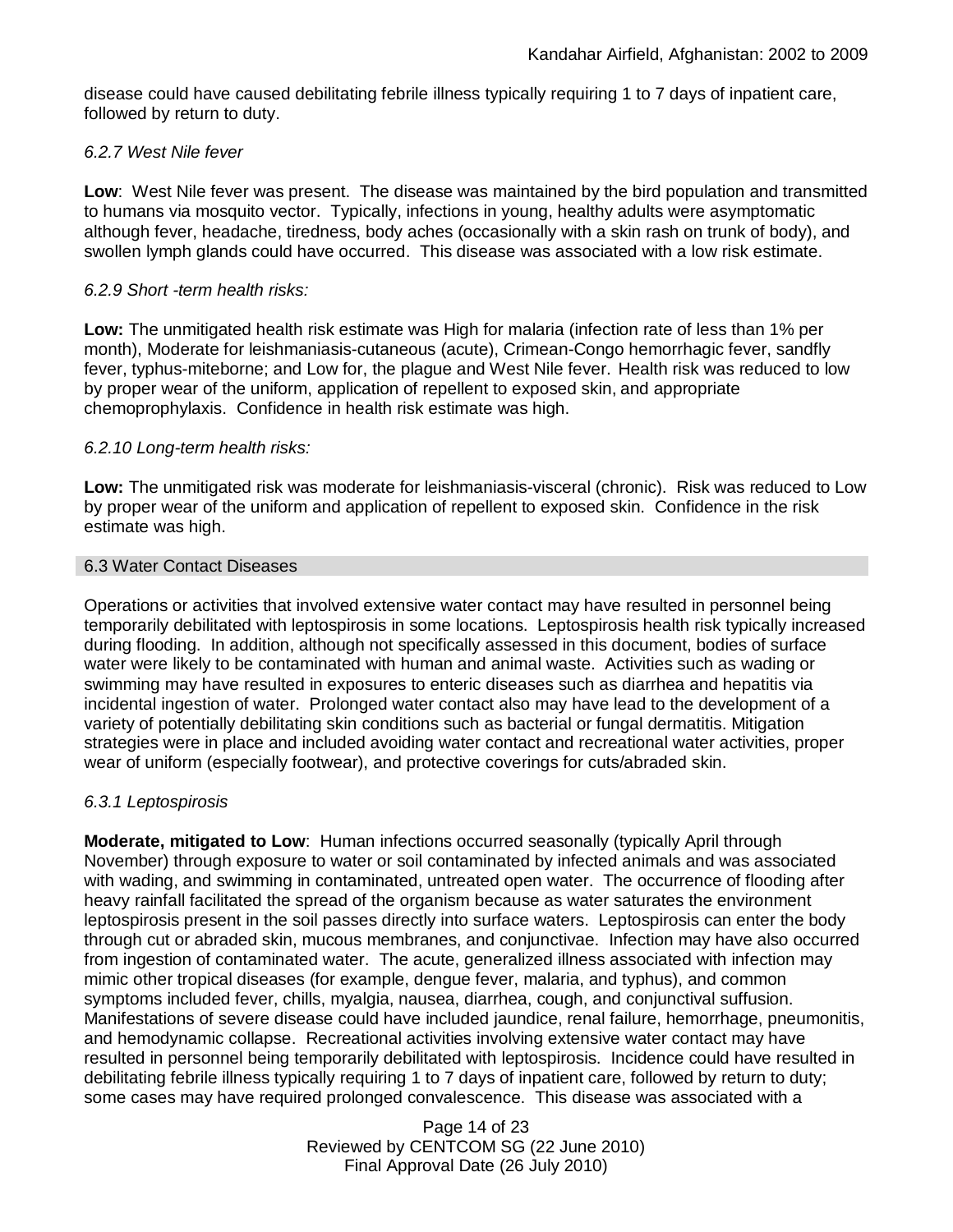disease could have caused debilitating febrile illness typically requiring 1 to 7 days of inpatient care, followed by return to duty.

*6.2.7 West Nile fever*

**Low**: West Nile fever was present. The disease was maintained by the bird population and transmitted to humans via mosquito vector. Typically, infections in young, healthy adults were asymptomatic although fever, headache, tiredness, body aches (occasionally with a skin rash on trunk of body), and swollen lymph glands could have occurred. This disease was associated with a low risk estimate.

*6.2.9 Short -term health risks:*

**Low:** The unmitigated health risk estimate was High for malaria (infection rate of less than 1% per month), Moderate for leishmaniasis-cutaneous (acute), Crimean-Congo hemorrhagic fever, sandfly fever, typhus-miteborne; and Low for, the plague and West Nile fever. Health risk was reduced to low by proper wear of the uniform, application of repellent to exposed skin, and appropriate chemoprophylaxis. Confidence in health risk estimate was high.

*6.2.10 Long-term health risks:*

**Low:** The unmitigated risk was moderate for leishmaniasis-visceral (chronic). Risk was reduced to Low by proper wear of the uniform and application of repellent to exposed skin. Confidence in the risk estimate was high.

## 6.3 Water Contact Diseases

Operations or activities that involved extensive water contact may have resulted in personnel being temporarily debilitated with leptospirosis in some locations. Leptospirosis health risk typically increased during flooding. In addition, although not specifically assessed in this document, bodies of surface water were likely to be contaminated with human and animal waste. Activities such as wading or swimming may have resulted in exposures to enteric diseases such as diarrhea and hepatitis via incidental ingestion of water. Prolonged water contact also may have lead to the development of a variety of potentially debilitating skin conditions such as bacterial or fungal dermatitis. Mitigation strategies were in place and included avoiding water contact and recreational water activities, proper wear of uniform (especially footwear), and protective coverings for cuts/abraded skin.

*6.3.1 Leptospirosis*

**Moderate, mitigated to Low**: Human infections occurred seasonally (typically April through November) through exposure to water or soil contaminated by infected animals and was associated with wading, and swimming in contaminated, untreated open water. The occurrence of flooding after heavy rainfall facilitated the spread of the organism because as water saturates the environment leptospirosis present in the soil passes directly into surface waters. Leptospirosis can enter the body through cut or abraded skin, mucous membranes, and conjunctivae. Infection may have also occurred from ingestion of contaminated water. The acute, generalized illness associated with infection may mimic other tropical diseases (for example, dengue fever, malaria, and typhus), and common symptoms included fever, chills, myalgia, nausea, diarrhea, cough, and conjunctival suffusion. Manifestations of severe disease could have included jaundice, renal failure, hemorrhage, pneumonitis, and hemodynamic collapse. Recreational activities involving extensive water contact may have resulted in personnel being temporarily debilitated with leptospirosis. Incidence could have resulted in debilitating febrile illness typically requiring 1 to 7 days of inpatient care, followed by return to duty; some cases may have required prolonged convalescence. This disease was associated with a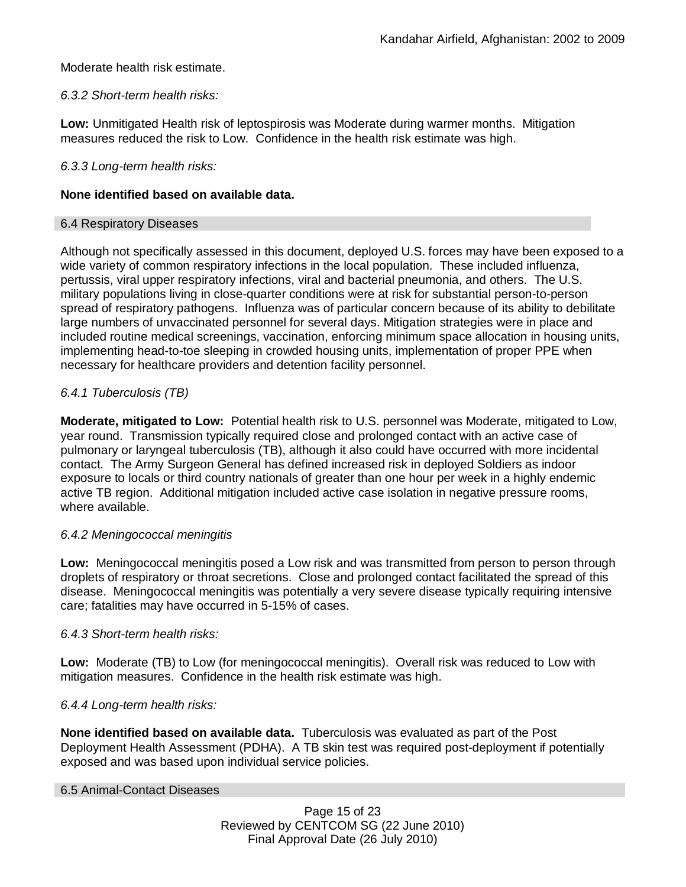Moderate health risk estimate.

*6.3.2 Short-term health risks:*

**Low:** Unmitigated Health risk of leptospirosis was Moderate during warmer months. Mitigation measures reduced the risk to Low. Confidence in the health risk estimate was high.

*6.3.3 Long-term health risks:*

**None identified based on available data.**

## 6.4 Respiratory Diseases

Although not specifically assessed in this document, deployed U.S. forces may have been exposed to a wide variety of common respiratory infections in the local population. These included influenza, pertussis, viral upper respiratory infections, viral and bacterial pneumonia, and others. The U.S. military populations living in close-quarter conditions were at risk for substantial person-to-person spread of respiratory pathogens. Influenza was of particular concern because of its ability to debilitate large numbers of unvaccinated personnel for several days. Mitigation strategies were in place and included routine medical screenings, vaccination, enforcing minimum space allocation in housing units, implementing head-to-toe sleeping in crowded housing units, implementation of proper PPE when necessary for healthcare providers and detention facility personnel.

*6.4.1 Tuberculosis (TB)*

**Moderate, mitigated to Low:** Potential health risk to U.S. personnel was Moderate, mitigated to Low, year round. Transmission typically required close and prolonged contact with an active case of pulmonary or laryngeal tuberculosis (TB), although it also could have occurred with more incidental contact. The Army Surgeon General has defined increased risk in deployed Soldiers as indoor exposure to locals or third country nationals of greater than one hour per week in a highly endemic active TB region. Additional mitigation included active case isolation in negative pressure rooms, where available.

*6.4.2 Meningococcal meningitis*

**Low:** Meningococcal meningitis posed a Low risk and was transmitted from person to person through droplets of respiratory or throat secretions. Close and prolonged contact facilitated the spread of this disease. Meningococcal meningitis was potentially a very severe disease typically requiring intensive care; fatalities may have occurred in 5-15% of cases.

*6.4.3 Short-term health risks:*

**Low:** Moderate (TB) to Low (for meningococcal meningitis). Overall risk was reduced to Low with mitigation measures. Confidence in the health risk estimate was high.

*6.4.4 Long-term health risks:*

**None identified based on available data.** Tuberculosis was evaluated as part of the Post Deployment Health Assessment (PDHA). A TB skin test was required post-deployment if potentially exposed and was based upon individual service policies.

## 6.5 Animal-Contact Diseases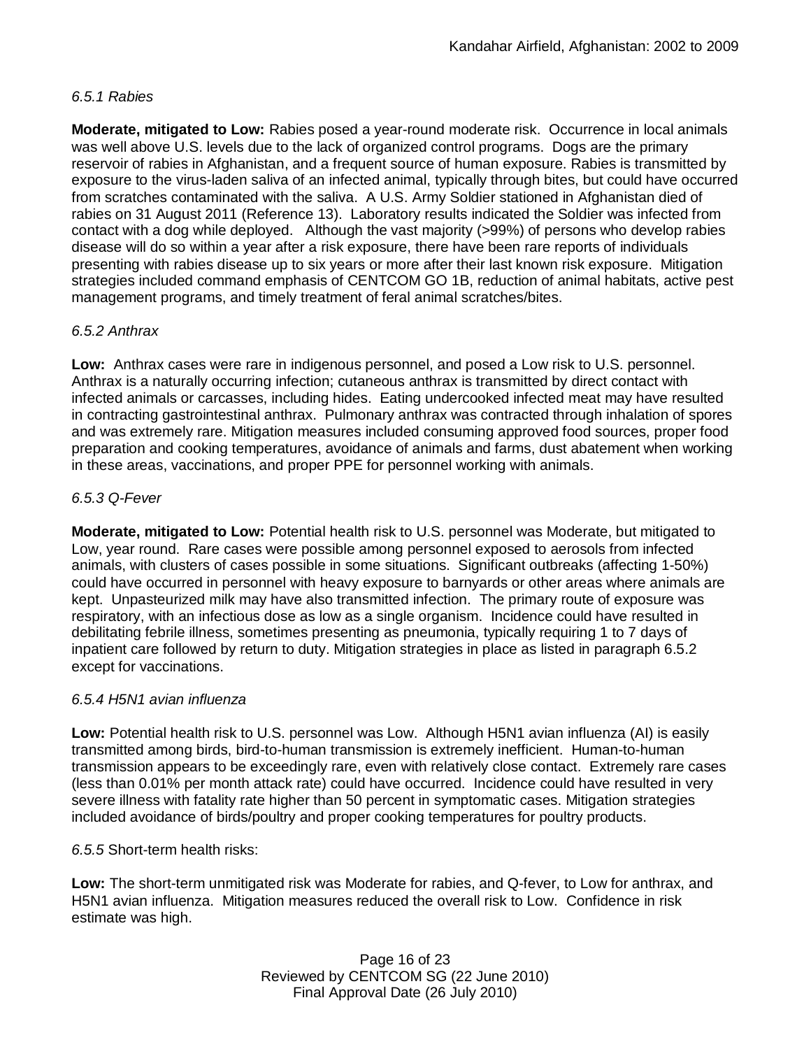*6.5.1 Rabies*

**Moderate, mitigated to Low:** Rabies posed a year-round moderate risk. Occurrence in local animals was well above U.S. levels due to the lack of organized control programs. Dogs are the primary reservoir of rabies in Afghanistan, and a frequent source of human exposure. Rabies is transmitted by exposure to the virus-laden saliva of an infected animal, typically through bites, but could have occurred from scratches contaminated with the saliva. A U.S. Army Soldier stationed in Afghanistan died of rabies on 31 August 2011 (Reference 13). Laboratory results indicated the Soldier was infected from contact with a dog while deployed. Although the vast majority (>99%) of persons who develop rabies disease will do so within a year after a risk exposure, there have been rare reports of individuals presenting with rabies disease up to six years or more after their last known risk exposure. Mitigation strategies included command emphasis of CENTCOM GO 1B, reduction of animal habitats, active pest management programs, and timely treatment of feral animal scratches/bites.

*6.5.2 Anthrax*

**Low:** Anthrax cases were rare in indigenous personnel, and posed a Low risk to U.S. personnel. Anthrax is a naturally occurring infection; cutaneous anthrax is transmitted by direct contact with infected animals or carcasses, including hides. Eating undercooked infected meat may have resulted in contracting gastrointestinal anthrax. Pulmonary anthrax was contracted through inhalation of spores and was extremely rare. Mitigation measures included consuming approved food sources, proper food preparation and cooking temperatures, avoidance of animals and farms, dust abatement when working in these areas, vaccinations, and proper PPE for personnel working with animals.

*6.5.3 Q-Fever*

**Moderate, mitigated to Low:** Potential health risk to U.S. personnel was Moderate, but mitigated to Low, year round. Rare cases were possible among personnel exposed to aerosols from infected animals, with clusters of cases possible in some situations. Significant outbreaks (affecting 1-50%) could have occurred in personnel with heavy exposure to barnyards or other areas where animals are kept. Unpasteurized milk may have also transmitted infection. The primary route of exposure was respiratory, with an infectious dose as low as a single organism. Incidence could have resulted in debilitating febrile illness, sometimes presenting as pneumonia, typically requiring 1 to 7 days of inpatient care followed by return to duty. Mitigation strategies in place as listed in paragraph 6.5.2 except for vaccinations.

*6.5.4 H5N1 avian influenza*

**Low:** Potential health risk to U.S. personnel was Low. Although H5N1 avian influenza (AI) is easily transmitted among birds, bird-to-human transmission is extremely inefficient. Human-to-human transmission appears to be exceedingly rare, even with relatively close contact. Extremely rare cases (less than 0.01% per month attack rate) could have occurred. Incidence could have resulted in very severe illness with fatality rate higher than 50 percent in symptomatic cases. Mitigation strategies included avoidance of birds/poultry and proper cooking temperatures for poultry products.

*6.5.5* Short-term health risks:

**Low:** The short-term unmitigated risk was Moderate for rabies, and Q-fever, to Low for anthrax, and H5N1 avian influenza. Mitigation measures reduced the overall risk to Low. Confidence in risk estimate was high.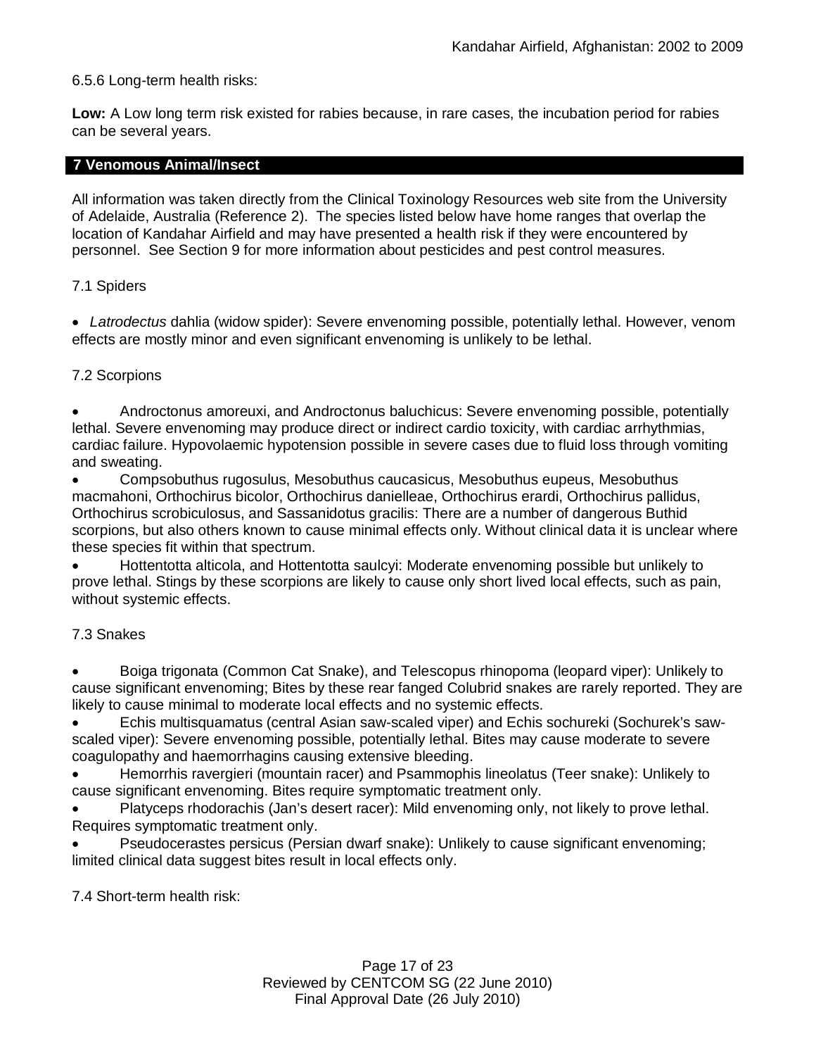6.5.6 Long-term health risks:

**Low:** A Low long term risk existed for rabies because, in rare cases, the incubation period for rabies can be several years.

## 7 Venomous Animal/Insect

All information was taken directly from the Clinical Toxinology Resources web site from the University of Adelaide, Australia (Reference 2). The species listed below have home ranges that overlap the location of Kandahar Airfield and may have presented a health risk if they were encountered by personnel. See Section 9 for more information about pesticides and pest control measures.

7.1 Spiders

- *Latrodectus* dahlia (widow spider): Severe envenoming possible, potentially lethal. However, venom effects are mostly minor and even significant envenoming is unlikely to be lethal.

7.2 Scorpions

- Androctonus amoreuxi, and Androctonus baluchicus: Severe envenoming possible, potentially lethal. Severe envenoming may produce direct or indirect cardio toxicity, with cardiac arrhythmias, cardiac failure. Hypovolaemic hypotension possible in severe cases due to fluid loss through vomiting and sweating.
- Compsobuthus rugosulus, Mesobuthus caucasicus, Mesobuthus eupeus, Mesobuthus macmahoni, Orthochirus bicolor, Orthochirus danielleae, Orthochirus erardi, Orthochirus pallidus, Orthochirus scrobiculosus, and Sassanidotus gracilis: There are a number of dangerous Buthid scorpions, but also others known to cause minimal effects only. Without clinical data it is unclear where these species fit within that spectrum.
- Hottentotta alticola, and Hottentotta saulcyi: Moderate envenoming possible but unlikely to prove lethal. Stings by these scorpions are likely to cause only short lived local effects, such as pain, without systemic effects.

7.3 Snakes

- Boiga trigonata (Common Cat Snake), and Telescopus rhinopoma (leopard viper): Unlikely to cause significant envenoming; Bites by these rear fanged Colubrid snakes are rarely reported. They are likely to cause minimal to moderate local effects and no systemic effects.
- Echis multisquamatus (central Asian saw-scaled viper) and Echis sochureki (Sochurek's saw-scaled viper): Severe envenoming possible, potentially lethal. Bites may cause moderate to severe coagulopathy and haemorrhagins causing extensive bleeding.
- Hemorrhis ravergieri (mountain racer) and Psammophis lineolatus (Teer snake): Unlikely to cause significant envenoming. Bites require symptomatic treatment only.
- Platyceps rhodorachis (Jan's desert racer): Mild envenoming only, not likely to prove lethal. Requires symptomatic treatment only.
- Pseudocerastes persicus (Persian dwarf snake): Unlikely to cause significant envenoming; limited clinical data suggest bites result in local effects only.

7.4 Short-term health risk: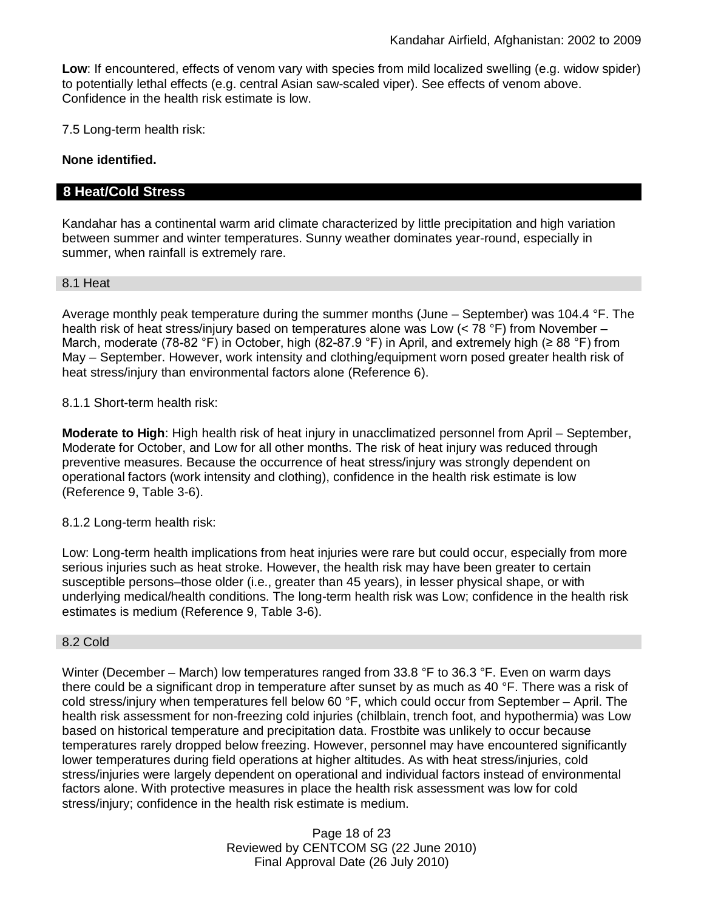**Low**: If encountered, effects of venom vary with species from mild localized swelling (e.g. widow spider) to potentially lethal effects (e.g. central Asian saw-scaled viper). See effects of venom above. Confidence in the health risk estimate is low.

7.5 Long-term health risk:

**None identified.**

## 8 Heat/Cold Stress

Kandahar has a continental warm arid climate characterized by little precipitation and high variation between summer and winter temperatures. Sunny weather dominates year-round, especially in summer, when rainfall is extremely rare.

### 8.1 Heat

Average monthly peak temperature during the summer months (June – September) was 104.4 °F. The health risk of heat stress/injury based on temperatures alone was Low (< 78 °F) from November – March, moderate (78-82 °F) in October, high (82-87.9 °F) in April, and extremely high (≥ 88 °F) from May – September. However, work intensity and clothing/equipment worn posed greater health risk of heat stress/injury than environmental factors alone (Reference 6).

8.1.1 Short-term health risk:

**Moderate to High**: High health risk of heat injury in unacclimatized personnel from April – September, Moderate for October, and Low for all other months. The risk of heat injury was reduced through preventive measures. Because the occurrence of heat stress/injury was strongly dependent on operational factors (work intensity and clothing), confidence in the health risk estimate is low (Reference 9, Table 3-6).

8.1.2 Long-term health risk:

Low: Long-term health implications from heat injuries were rare but could occur, especially from more serious injuries such as heat stroke. However, the health risk may have been greater to certain susceptible persons–those older (i.e., greater than 45 years), in lesser physical shape, or with underlying medical/health conditions. The long-term health risk was Low; confidence in the health risk estimates is medium (Reference 9, Table 3-6).

### 8.2 Cold

Winter (December – March) low temperatures ranged from 33.8 °F to 36.3 °F. Even on warm days there could be a significant drop in temperature after sunset by as much as 40 °F. There was a risk of cold stress/injury when temperatures fell below 60 °F, which could occur from September – April. The health risk assessment for non-freezing cold injuries (chilblain, trench foot, and hypothermia) was Low based on historical temperature and precipitation data. Frostbite was unlikely to occur because temperatures rarely dropped below freezing. However, personnel may have encountered significantly lower temperatures during field operations at higher altitudes. As with heat stress/injuries, cold stress/injuries were largely dependent on operational and individual factors instead of environmental factors alone. With protective measures in place the health risk assessment was low for cold stress/injury; confidence in the health risk estimate is medium.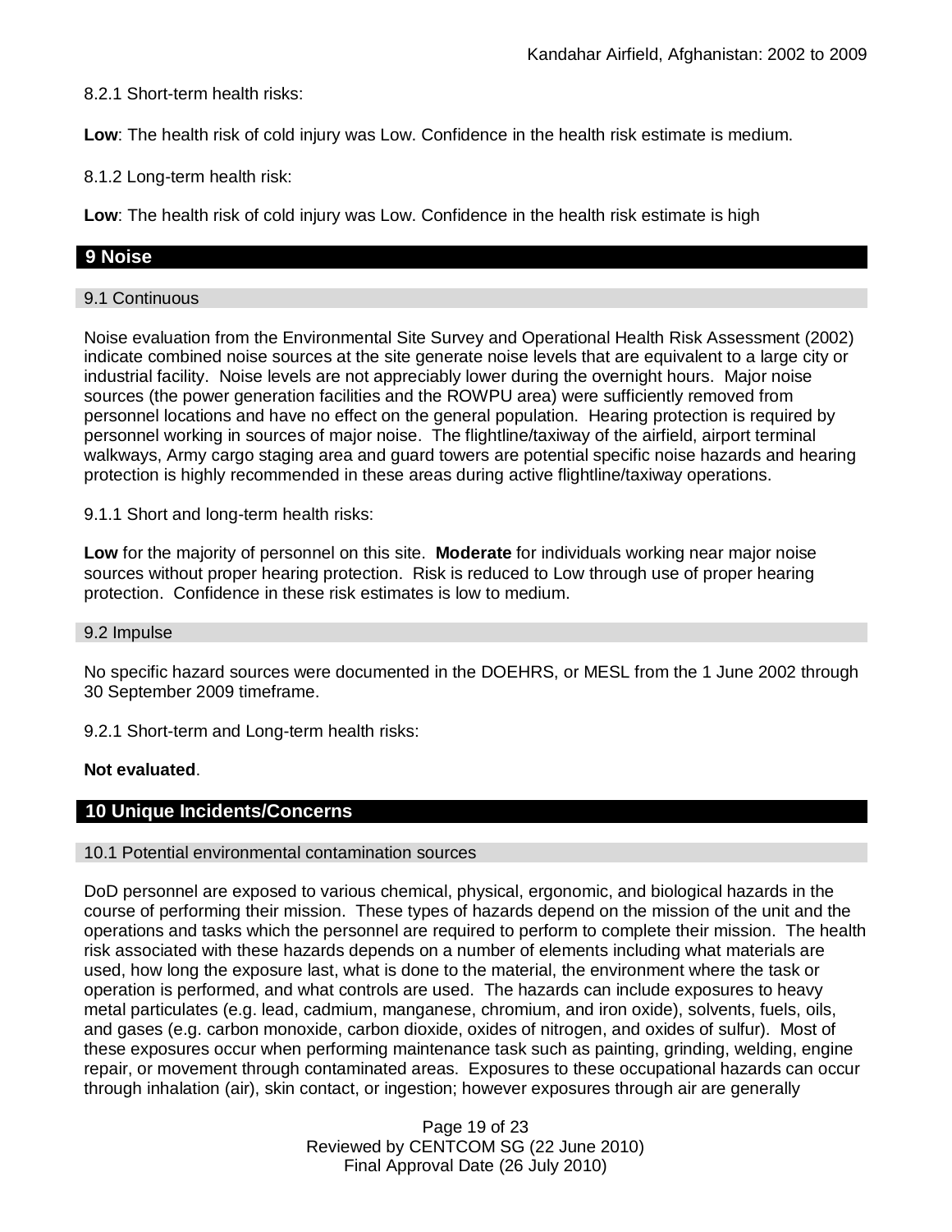8.2.1 Short-term health risks:

**Low**: The health risk of cold injury was Low. Confidence in the health risk estimate is medium.

8.1.2 Long-term health risk:

**Low**: The health risk of cold injury was Low. Confidence in the health risk estimate is high

## 9 Noise

### 9.1 Continuous

Noise evaluation from the Environmental Site Survey and Operational Health Risk Assessment (2002) indicate combined noise sources at the site generate noise levels that are equivalent to a large city or industrial facility. Noise levels are not appreciably lower during the overnight hours. Major noise sources (the power generation facilities and the ROWPU area) were sufficiently removed from personnel locations and have no effect on the general population. Hearing protection is required by personnel working in sources of major noise. The flightline/taxiway of the airfield, airport terminal walkways, Army cargo staging area and guard towers are potential specific noise hazards and hearing protection is highly recommended in these areas during active flightline/taxiway operations.

9.1.1 Short and long-term health risks:

**Low** for the majority of personnel on this site. **Moderate** for individuals working near major noise sources without proper hearing protection. Risk is reduced to Low through use of proper hearing protection. Confidence in these risk estimates is low to medium.

### 9.2 Impulse

No specific hazard sources were documented in the DOEHRS, or MESL from the 1 June 2002 through 30 September 2009 timeframe.

9.2.1 Short-term and Long-term health risks:

**Not evaluated**.

## 10 Unique Incidents/Concerns

### 10.1 Potential environmental contamination sources

DoD personnel are exposed to various chemical, physical, ergonomic, and biological hazards in the course of performing their mission. These types of hazards depend on the mission of the unit and the operations and tasks which the personnel are required to perform to complete their mission. The health risk associated with these hazards depends on a number of elements including what materials are used, how long the exposure last, what is done to the material, the environment where the task or operation is performed, and what controls are used. The hazards can include exposures to heavy metal particulates (e.g. lead, cadmium, manganese, chromium, and iron oxide), solvents, fuels, oils, and gases (e.g. carbon monoxide, carbon dioxide, oxides of nitrogen, and oxides of sulfur). Most of these exposures occur when performing maintenance task such as painting, grinding, welding, engine repair, or movement through contaminated areas. Exposures to these occupational hazards can occur through inhalation (air), skin contact, or ingestion; however exposures through air are generally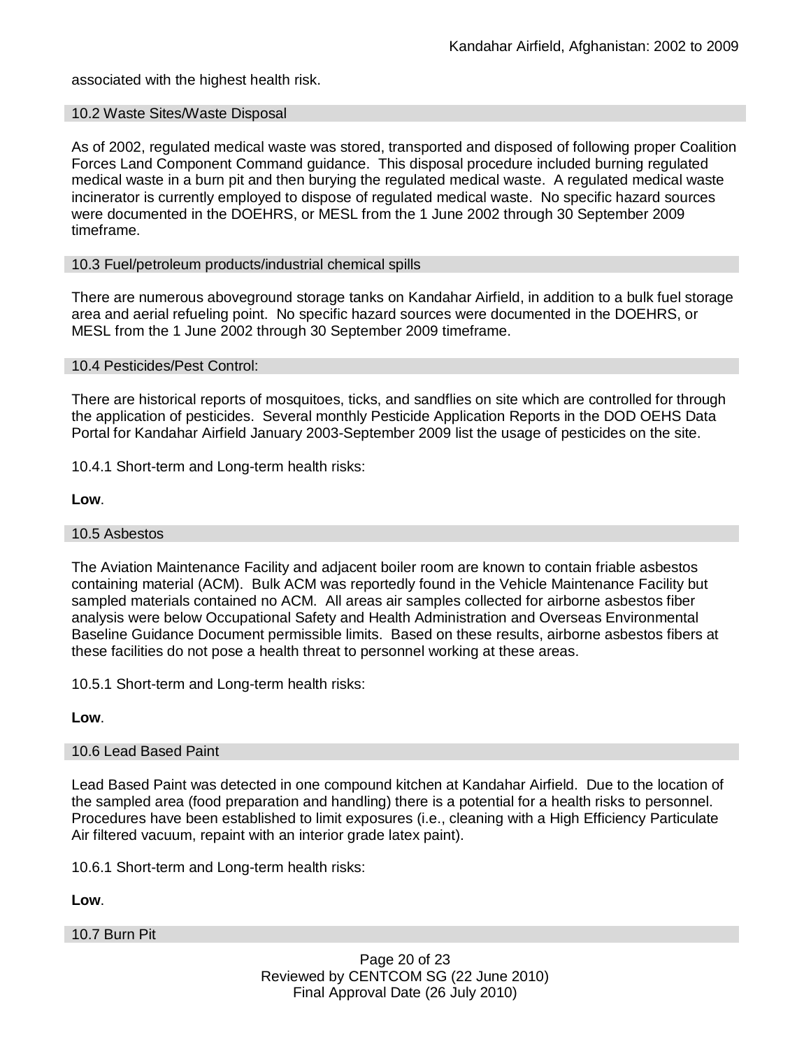associated with the highest health risk.

### 10.2 Waste Sites/Waste Disposal

As of 2002, regulated medical waste was stored, transported and disposed of following proper Coalition Forces Land Component Command guidance. This disposal procedure included burning regulated medical waste in a burn pit and then burying the regulated medical waste. A regulated medical waste incinerator is currently employed to dispose of regulated medical waste. No specific hazard sources were documented in the DOEHRS, or MESL from the 1 June 2002 through 30 September 2009 timeframe.

### 10.3 Fuel/petroleum products/industrial chemical spills

There are numerous aboveground storage tanks on Kandahar Airfield, in addition to a bulk fuel storage area and aerial refueling point. No specific hazard sources were documented in the DOEHRS, or MESL from the 1 June 2002 through 30 September 2009 timeframe.

### 10.4 Pesticides/Pest Control:

There are historical reports of mosquitoes, ticks, and sandflies on site which are controlled for through the application of pesticides. Several monthly Pesticide Application Reports in the DOD OEHS Data Portal for Kandahar Airfield January 2003-September 2009 list the usage of pesticides on the site.

10.4.1 Short-term and Long-term health risks:

**Low**.

### 10.5 Asbestos

The Aviation Maintenance Facility and adjacent boiler room are known to contain friable asbestos containing material (ACM). Bulk ACM was reportedly found in the Vehicle Maintenance Facility but sampled materials contained no ACM. All areas air samples collected for airborne asbestos fiber analysis were below Occupational Safety and Health Administration and Overseas Environmental Baseline Guidance Document permissible limits. Based on these results, airborne asbestos fibers at these facilities do not pose a health threat to personnel working at these areas.

10.5.1 Short-term and Long-term health risks:

**Low**.

### 10.6 Lead Based Paint

Lead Based Paint was detected in one compound kitchen at Kandahar Airfield. Due to the location of the sampled area (food preparation and handling) there is a potential for a health risks to personnel. Procedures have been established to limit exposures (i.e., cleaning with a High Efficiency Particulate Air filtered vacuum, repaint with an interior grade latex paint).

10.6.1 Short-term and Long-term health risks:

**Low**.

### 10.7 Burn Pit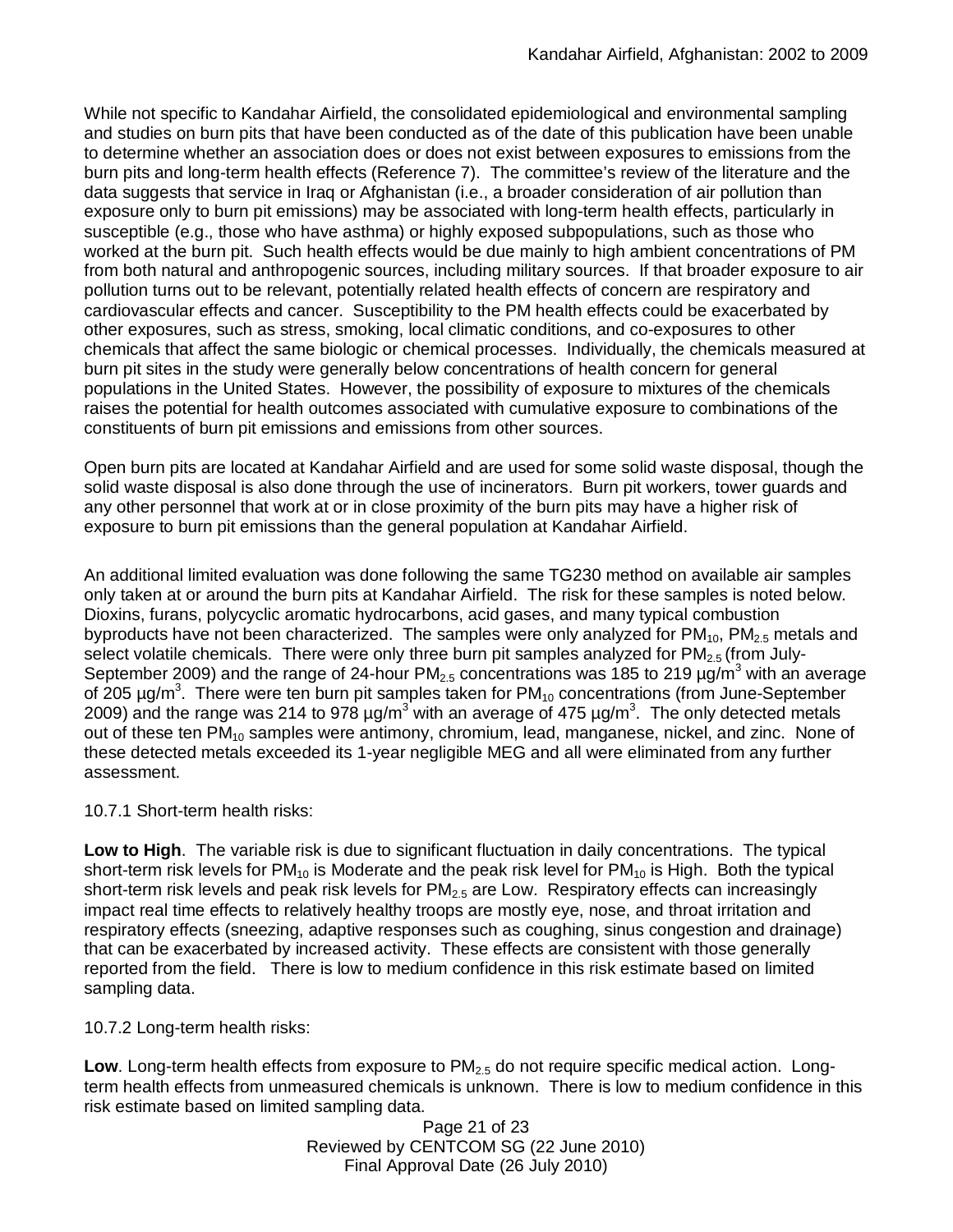While not specific to Kandahar Airfield, the consolidated epidemiological and environmental sampling and studies on burn pits that have been conducted as of the date of this publication have been unable to determine whether an association does or does not exist between exposures to emissions from the burn pits and long-term health effects (Reference 7). The committee's review of the literature and the data suggests that service in Iraq or Afghanistan (i.e., a broader consideration of air pollution than exposure only to burn pit emissions) may be associated with long-term health effects, particularly in susceptible (e.g., those who have asthma) or highly exposed subpopulations, such as those who worked at the burn pit. Such health effects would be due mainly to high ambient concentrations of PM from both natural and anthropogenic sources, including military sources. If that broader exposure to air pollution turns out to be relevant, potentially related health effects of concern are respiratory and cardiovascular effects and cancer. Susceptibility to the PM health effects could be exacerbated by other exposures, such as stress, smoking, local climatic conditions, and co-exposures to other chemicals that affect the same biologic or chemical processes. Individually, the chemicals measured at burn pit sites in the study were generally below concentrations of health concern for general populations in the United States. However, the possibility of exposure to mixtures of the chemicals raises the potential for health outcomes associated with cumulative exposure to combinations of the constituents of burn pit emissions and emissions from other sources.

Open burn pits are located at Kandahar Airfield and are used for some solid waste disposal, though the solid waste disposal is also done through the use of incinerators. Burn pit workers, tower guards and any other personnel that work at or in close proximity of the burn pits may have a higher risk of exposure to burn pit emissions than the general population at Kandahar Airfield.

An additional limited evaluation was done following the same TG230 method on available air samples only taken at or around the burn pits at Kandahar Airfield. The risk for these samples is noted below. Dioxins, furans, polycyclic aromatic hydrocarbons, acid gases, and many typical combustion byproducts have not been characterized. The samples were only analyzed for $PM_{10}$, $PM_{2.5}$ metals and select volatile chemicals. There were only three burn pit samples analyzed for $PM_{2.5}$ (from July-September 2009) and the range of 24-hour $PM_{2.5}$ concentrations was 185 to 219 µg/m$^3$ with an average of 205 µg/m$^3$. There were ten burn pit samples taken for $PM_{10}$ concentrations (from June-September 2009) and the range was 214 to 978 µg/m$^3$ with an average of 475 µg/m$^3$. The only detected metals out of these ten $PM_{10}$ samples were antimony, chromium, lead, manganese, nickel, and zinc. None of these detected metals exceeded its 1-year negligible MEG and all were eliminated from any further assessment.

10.7.1 Short-term health risks:

**Low to High**. The variable risk is due to significant fluctuation in daily concentrations. The typical short-term risk levels for $PM_{10}$ is Moderate and the peak risk level for $PM_{10}$ is High. Both the typical short-term risk levels and peak risk levels for $PM_{2.5}$ are Low. Respiratory effects can increasingly impact real time effects to relatively healthy troops are mostly eye, nose, and throat irritation and respiratory effects (sneezing, adaptive responses such as coughing, sinus congestion and drainage) that can be exacerbated by increased activity. These effects are consistent with those generally reported from the field. There is low to medium confidence in this risk estimate based on limited sampling data.

10.7.2 Long-term health risks:

**Low**. Long-term health effects from exposure to $PM_{2.5}$ do not require specific medical action. Long-term health effects from unmeasured chemicals is unknown. There is low to medium confidence in this risk estimate based on limited sampling data.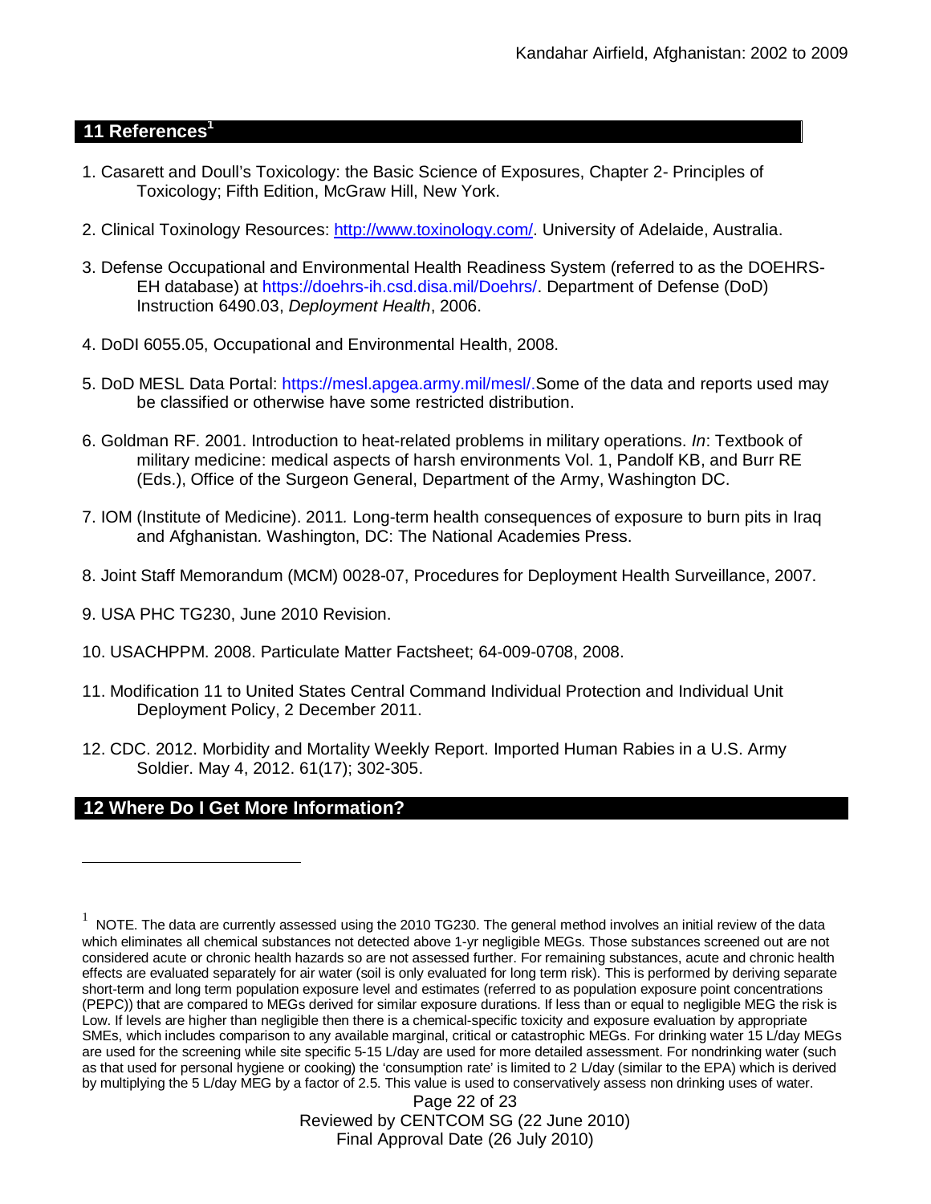## 11 References[1]

1. Casarett and Doull's Toxicology: the Basic Science of Exposures, Chapter 2- Principles of Toxicology; Fifth Edition, McGraw Hill, New York.

2. Clinical Toxinology Resources: http://www.toxinology.com/. University of Adelaide, Australia.

3. Defense Occupational and Environmental Health Readiness System (referred to as the DOEHRS-EH database) at https://doehrs-ih.csd.disa.mil/Doehrs/. Department of Defense (DoD) Instruction 6490.03, *Deployment Health*, 2006.

4. DoDI 6055.05, Occupational and Environmental Health, 2008.

5. DoD MESL Data Portal: https://mesl.apgea.army.mil/mesl/.Some of the data and reports used may be classified or otherwise have some restricted distribution.

6. Goldman RF. 2001. Introduction to heat-related problems in military operations. *In*: Textbook of military medicine: medical aspects of harsh environments Vol. 1, Pandolf KB, and Burr RE (Eds.), Office of the Surgeon General, Department of the Army, Washington DC.

7. IOM (Institute of Medicine). 2011*.* Long-term health consequences of exposure to burn pits in Iraq and Afghanistan*.* Washington, DC: The National Academies Press.

8. Joint Staff Memorandum (MCM) 0028-07, Procedures for Deployment Health Surveillance, 2007.

9. USA PHC TG230, June 2010 Revision.

10. USACHPPM. 2008. Particulate Matter Factsheet; 64-009-0708, 2008.

11. Modification 11 to United States Central Command Individual Protection and Individual Unit Deployment Policy, 2 December 2011.

12. CDC. 2012. Morbidity and Mortality Weekly Report. Imported Human Rabies in a U.S. Army Soldier. May 4, 2012. 61(17); 302-305.

## 12 Where Do I Get More Information?

[1] NOTE. The data are currently assessed using the 2010 TG230. The general method involves an initial review of the data which eliminates all chemical substances not detected above 1-yr negligible MEGs. Those substances screened out are not considered acute or chronic health hazards so are not assessed further. For remaining substances, acute and chronic health effects are evaluated separately for air water (soil is only evaluated for long term risk). This is performed by deriving separate short-term and long term population exposure level and estimates (referred to as population exposure point concentrations (PEPC)) that are compared to MEGs derived for similar exposure durations. If less than or equal to negligible MEG the risk is Low. If levels are higher than negligible then there is a chemical-specific toxicity and exposure evaluation by appropriate SMEs, which includes comparison to any available marginal, critical or catastrophic MEGs. For drinking water 15 L/day MEGs are used for the screening while site specific 5-15 L/day are used for more detailed assessment. For nondrinking water (such as that used for personal hygiene or cooking) the 'consumption rate' is limited to 2 L/day (similar to the EPA) which is derived by multiplying the 5 L/day MEG by a factor of 2.5. This value is used to conservatively assess non drinking uses of water.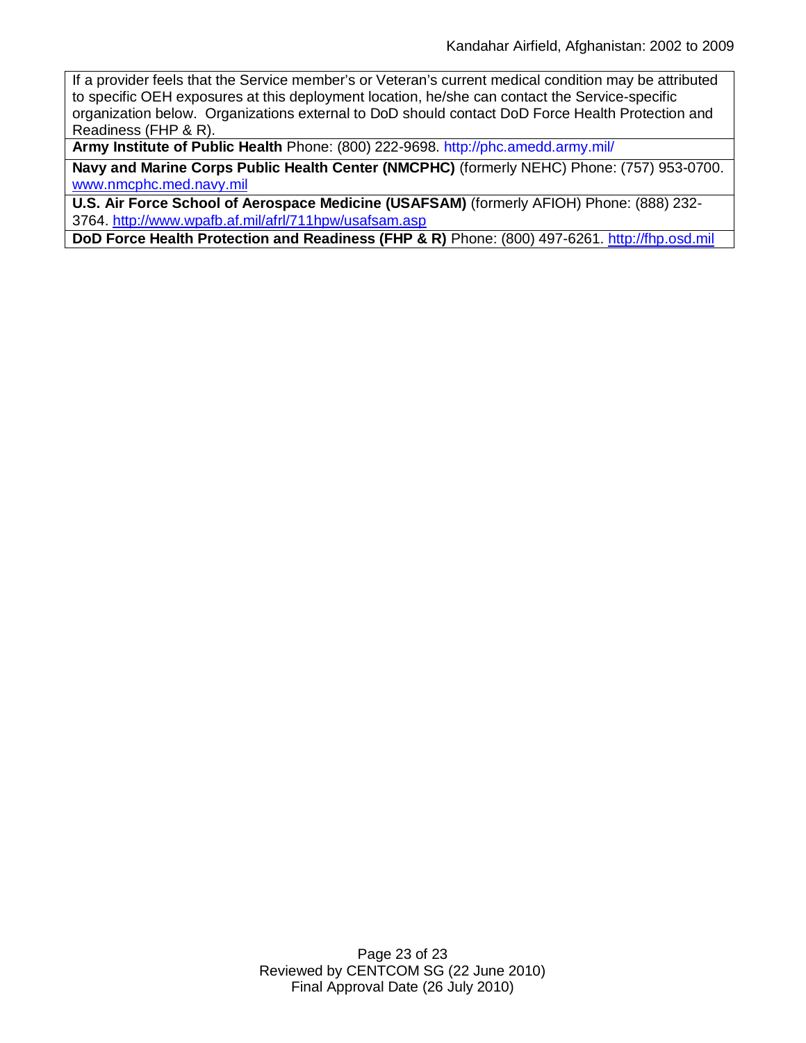| |
|---|
| If a provider feels that the Service member's or Veteran's current medical condition may be attributed to specific OEH exposures at this deployment location, he/she can contact the Service-specific organization below. Organizations external to DoD should contact DoD Force Health Protection and Readiness (FHP & R). |
| **Army Institute of Public Health** Phone: (800) 222-9698. http://phc.amedd.army.mil/ |
| **Navy and Marine Corps Public Health Center (NMCPHC)** (formerly NEHC) Phone: (757) 953-0700. www.nmcphc.med.navy.mil |
| **U.S. Air Force School of Aerospace Medicine (USAFSAM)** (formerly AFIOH) Phone: (888) 232-3764. http://www.wpafb.af.mil/afrl/711hpw/usafsam.asp |
| **DoD Force Health Protection and Readiness (FHP & R)** Phone: (800) 497-6261. http://fhp.osd.mil |

Reviewed by CENTCOM SG (22 June 2010)
Final Approval Date (26 July 2010)